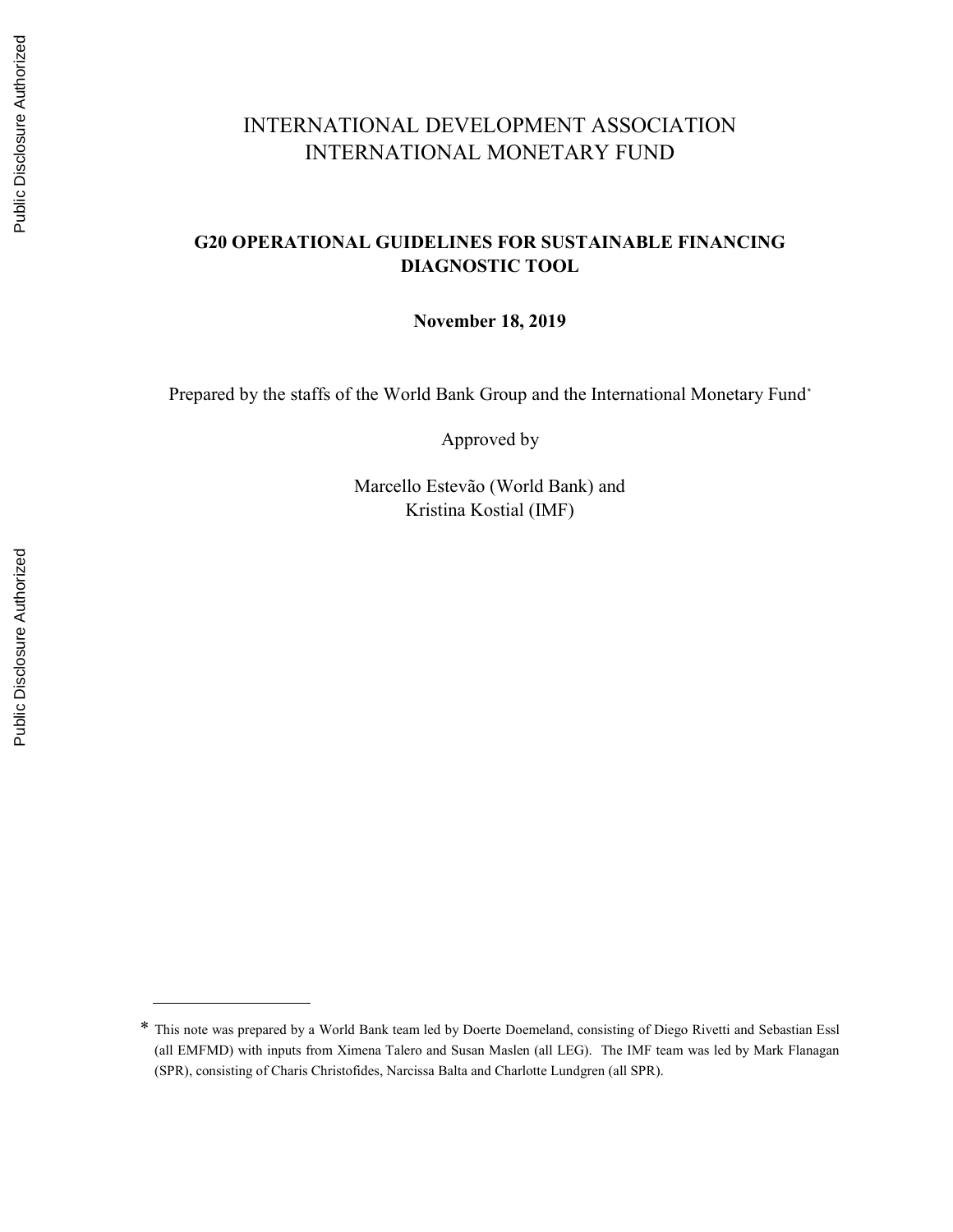# INTERNATIONAL DEVELOPMENT ASSOCIATION
# INTERNATIONAL MONETARY FUND

## G20 OPERATIONAL GUIDELINES FOR SUSTAINABLE FINANCING DIAGNOSTIC TOOL

**November 18, 2019**

Prepared by the staffs of the World Bank Group and the International Monetary Fund[*]

Approved by

Marcello Estevão (World Bank) and
Kristina Kostial (IMF)

---

[*] This note was prepared by a World Bank team led by Doerte Doemeland, consisting of Diego Rivetti and Sebastian Essl (all EMFMD) with inputs from Ximena Talero and Susan Maslen (all LEG). The IMF team was led by Mark Flanagan (SPR), consisting of Charis Christofides, Narcissa Balta and Charlotte Lundgren (all SPR).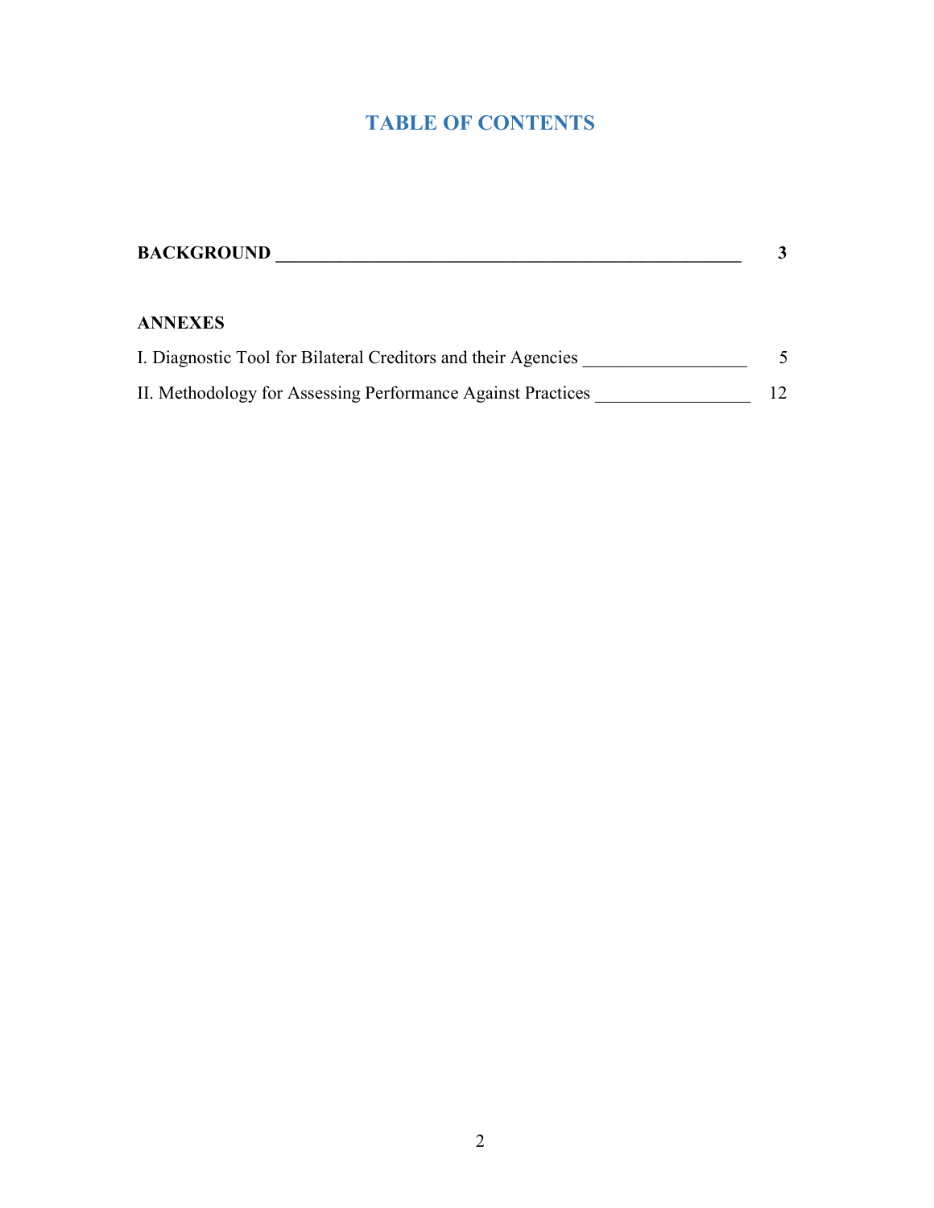# TABLE OF CONTENTS

**BACKGROUND** ______________________________________________________ **3**

**ANNEXES**

I. Diagnostic Tool for Bilateral Creditors and their Agencies __________________ 5

II. Methodology for Assessing Performance Against Practices ________________ 12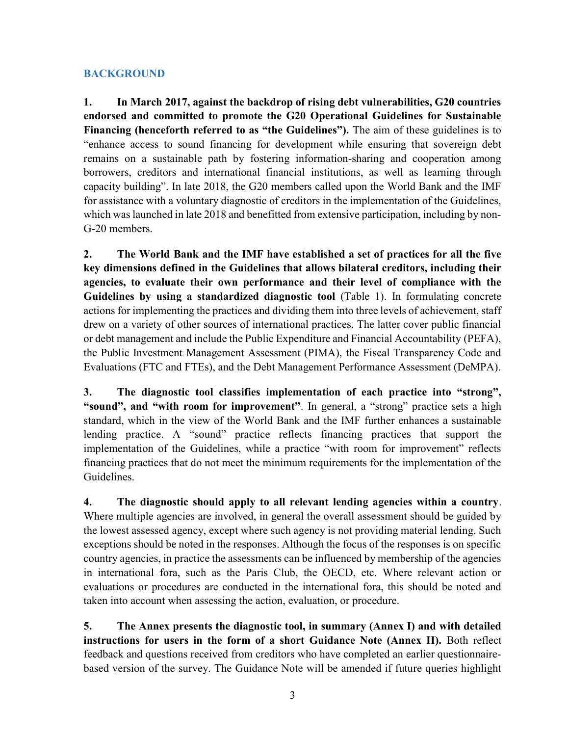## BACKGROUND

**1. In March 2017, against the backdrop of rising debt vulnerabilities, G20 countries endorsed and committed to promote the G20 Operational Guidelines for Sustainable Financing (henceforth referred to as "the Guidelines").** The aim of these guidelines is to "enhance access to sound financing for development while ensuring that sovereign debt remains on a sustainable path by fostering information-sharing and cooperation among borrowers, creditors and international financial institutions, as well as learning through capacity building". In late 2018, the G20 members called upon the World Bank and the IMF for assistance with a voluntary diagnostic of creditors in the implementation of the Guidelines, which was launched in late 2018 and benefitted from extensive participation, including by non-G-20 members.

**2. The World Bank and the IMF have established a set of practices for all the five key dimensions defined in the Guidelines that allows bilateral creditors, including their agencies, to evaluate their own performance and their level of compliance with the Guidelines by using a standardized diagnostic tool** (Table 1). In formulating concrete actions for implementing the practices and dividing them into three levels of achievement, staff drew on a variety of other sources of international practices. The latter cover public financial or debt management and include the Public Expenditure and Financial Accountability (PEFA), the Public Investment Management Assessment (PIMA), the Fiscal Transparency Code and Evaluations (FTC and FTEs), and the Debt Management Performance Assessment (DeMPA).

**3. The diagnostic tool classifies implementation of each practice into "strong", "sound", and "with room for improvement"**. In general, a "strong" practice sets a high standard, which in the view of the World Bank and the IMF further enhances a sustainable lending practice. A "sound" practice reflects financing practices that support the implementation of the Guidelines, while a practice "with room for improvement" reflects financing practices that do not meet the minimum requirements for the implementation of the Guidelines.

**4. The diagnostic should apply to all relevant lending agencies within a country**. Where multiple agencies are involved, in general the overall assessment should be guided by the lowest assessed agency, except where such agency is not providing material lending. Such exceptions should be noted in the responses. Although the focus of the responses is on specific country agencies, in practice the assessments can be influenced by membership of the agencies in international fora, such as the Paris Club, the OECD, etc. Where relevant action or evaluations or procedures are conducted in the international fora, this should be noted and taken into account when assessing the action, evaluation, or procedure.

**5. The Annex presents the diagnostic tool, in summary (Annex I) and with detailed instructions for users in the form of a short Guidance Note (Annex II).** Both reflect feedback and questions received from creditors who have completed an earlier questionnaire-based version of the survey. The Guidance Note will be amended if future queries highlight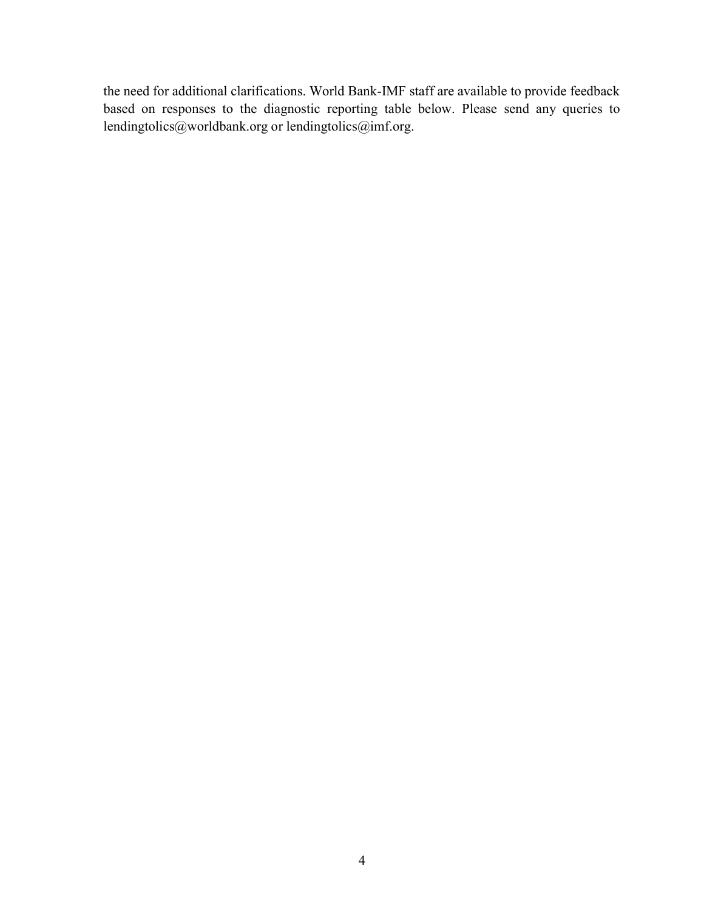the need for additional clarifications. World Bank-IMF staff are available to provide feedback based on responses to the diagnostic reporting table below. Please send any queries to lendingtolics@worldbank.org or lendingtolics@imf.org.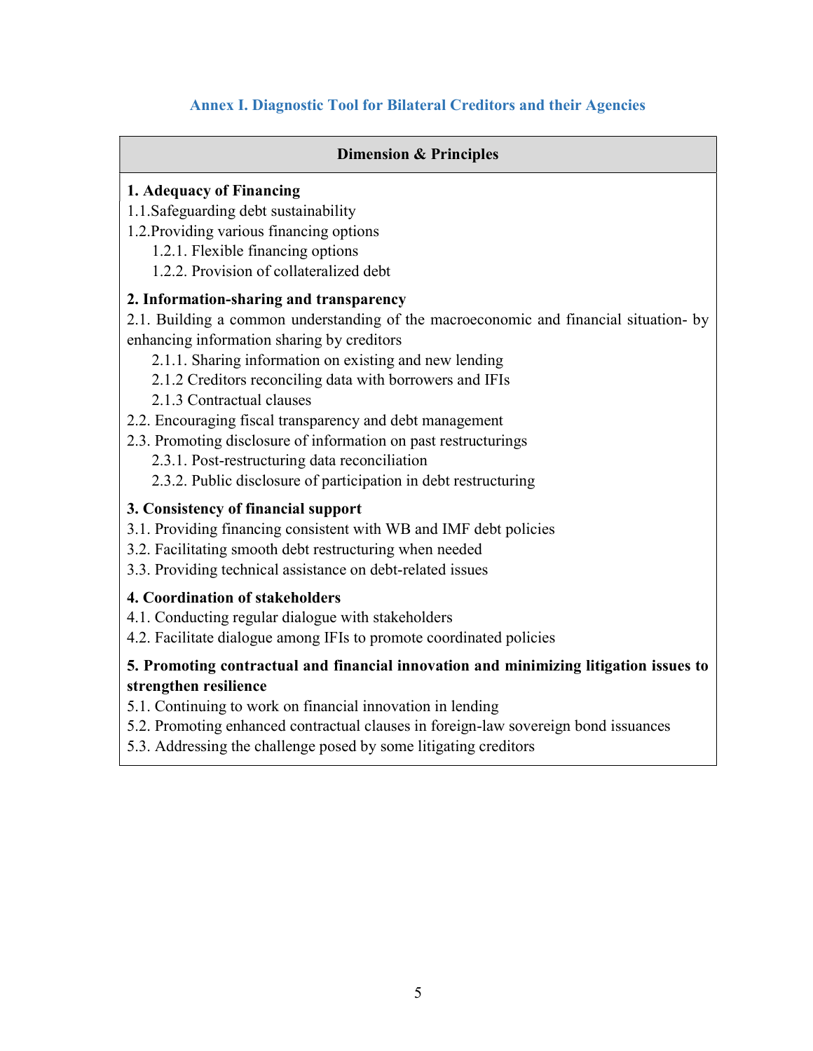## Annex I. Diagnostic Tool for Bilateral Creditors and their Agencies

| Dimension & Principles |
|---|
| **1. Adequacy of Financing**<br>1.1.Safeguarding debt sustainability<br>1.2.Providing various financing options<br>&nbsp;&nbsp;&nbsp;&nbsp;1.2.1. Flexible financing options<br>&nbsp;&nbsp;&nbsp;&nbsp;1.2.2. Provision of collateralized debt |
| **2. Information-sharing and transparency**<br>2.1. Building a common understanding of the macroeconomic and financial situation- by enhancing information sharing by creditors<br>&nbsp;&nbsp;&nbsp;&nbsp;2.1.1. Sharing information on existing and new lending<br>&nbsp;&nbsp;&nbsp;&nbsp;2.1.2 Creditors reconciling data with borrowers and IFIs<br>&nbsp;&nbsp;&nbsp;&nbsp;2.1.3 Contractual clauses<br>2.2. Encouraging fiscal transparency and debt management<br>2.3. Promoting disclosure of information on past restructurings<br>&nbsp;&nbsp;&nbsp;&nbsp;2.3.1. Post-restructuring data reconciliation<br>&nbsp;&nbsp;&nbsp;&nbsp;2.3.2. Public disclosure of participation in debt restructuring |
| **3. Consistency of financial support**<br>3.1. Providing financing consistent with WB and IMF debt policies<br>3.2. Facilitating smooth debt restructuring when needed<br>3.3. Providing technical assistance on debt-related issues |
| **4. Coordination of stakeholders**<br>4.1. Conducting regular dialogue with stakeholders<br>4.2. Facilitate dialogue among IFIs to promote coordinated policies |
| **5. Promoting contractual and financial innovation and minimizing litigation issues to strengthen resilience**<br>5.1. Continuing to work on financial innovation in lending<br>5.2. Promoting enhanced contractual clauses in foreign-law sovereign bond issuances<br>5.3. Addressing the challenge posed by some litigating creditors |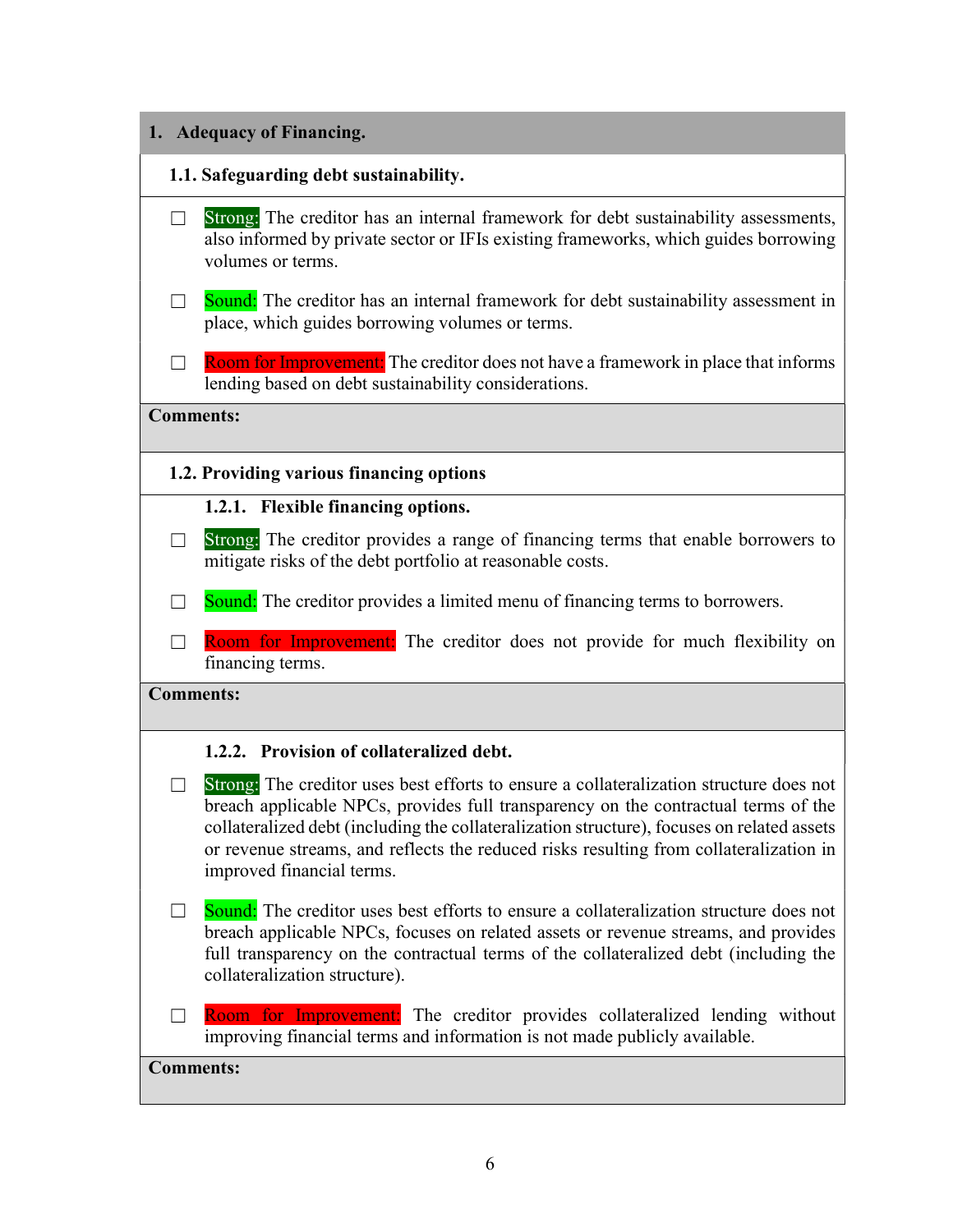## 1. Adequacy of Financing.

### 1.1. Safeguarding debt sustainability.

- ☐ **Strong:** The creditor has an internal framework for debt sustainability assessments, also informed by private sector or IFIs existing frameworks, which guides borrowing volumes or terms.

- ☐ **Sound:** The creditor has an internal framework for debt sustainability assessment in place, which guides borrowing volumes or terms.

- ☐ **Room for Improvement:** The creditor does not have a framework in place that informs lending based on debt sustainability considerations.

**Comments:**

### 1.2. Providing various financing options

#### 1.2.1. Flexible financing options.

- ☐ **Strong:** The creditor provides a range of financing terms that enable borrowers to mitigate risks of the debt portfolio at reasonable costs.

- ☐ **Sound:** The creditor provides a limited menu of financing terms to borrowers.

- ☐ **Room for Improvement:** The creditor does not provide for much flexibility on financing terms.

**Comments:**

#### 1.2.2. Provision of collateralized debt.

- ☐ **Strong:** The creditor uses best efforts to ensure a collateralization structure does not breach applicable NPCs, provides full transparency on the contractual terms of the collateralized debt (including the collateralization structure), focuses on related assets or revenue streams, and reflects the reduced risks resulting from collateralization in improved financial terms.

- ☐ **Sound:** The creditor uses best efforts to ensure a collateralization structure does not breach applicable NPCs, focuses on related assets or revenue streams, and provides full transparency on the contractual terms of the collateralized debt (including the collateralization structure).

- ☐ **Room for Improvement:** The creditor provides collateralized lending without improving financial terms and information is not made publicly available.

**Comments:**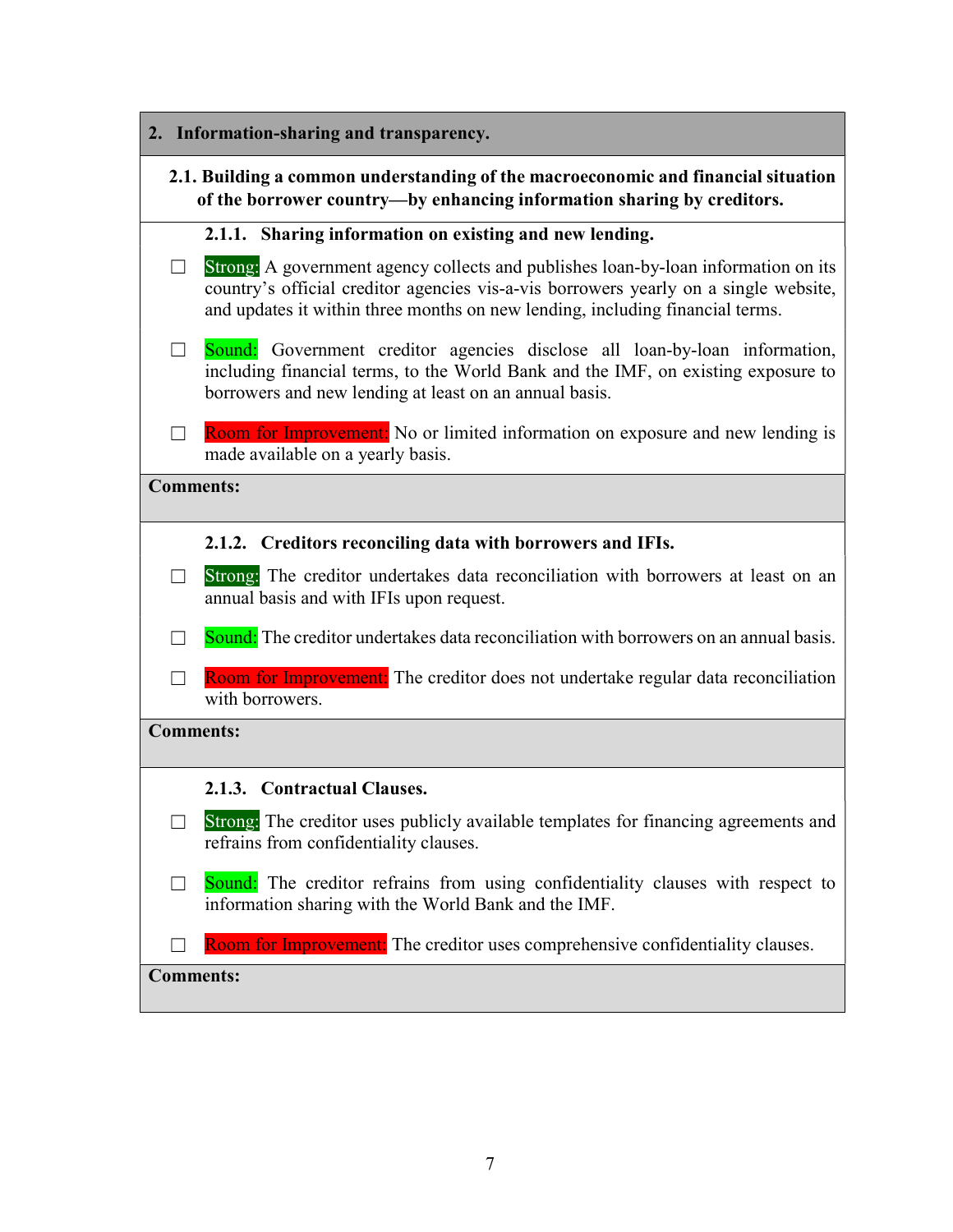## 2. Information-sharing and transparency.

### 2.1. Building a common understanding of the macroeconomic and financial situation of the borrower country—by enhancing information sharing by creditors.

#### 2.1.1. Sharing information on existing and new lending.

☐ Strong: A government agency collects and publishes loan-by-loan information on its country's official creditor agencies vis-a-vis borrowers yearly on a single website, and updates it within three months on new lending, including financial terms.

☐ Sound: Government creditor agencies disclose all loan-by-loan information, including financial terms, to the World Bank and the IMF, on existing exposure to borrowers and new lending at least on an annual basis.

☐ Room for Improvement: No or limited information on exposure and new lending is made available on a yearly basis.

**Comments:**

#### 2.1.2. Creditors reconciling data with borrowers and IFIs.

☐ Strong: The creditor undertakes data reconciliation with borrowers at least on an annual basis and with IFIs upon request.

☐ Sound: The creditor undertakes data reconciliation with borrowers on an annual basis.

☐ Room for Improvement: The creditor does not undertake regular data reconciliation with borrowers.

**Comments:**

#### 2.1.3. Contractual Clauses.

☐ Strong: The creditor uses publicly available templates for financing agreements and refrains from confidentiality clauses.

☐ Sound: The creditor refrains from using confidentiality clauses with respect to information sharing with the World Bank and the IMF.

☐ Room for Improvement: The creditor uses comprehensive confidentiality clauses.

**Comments:**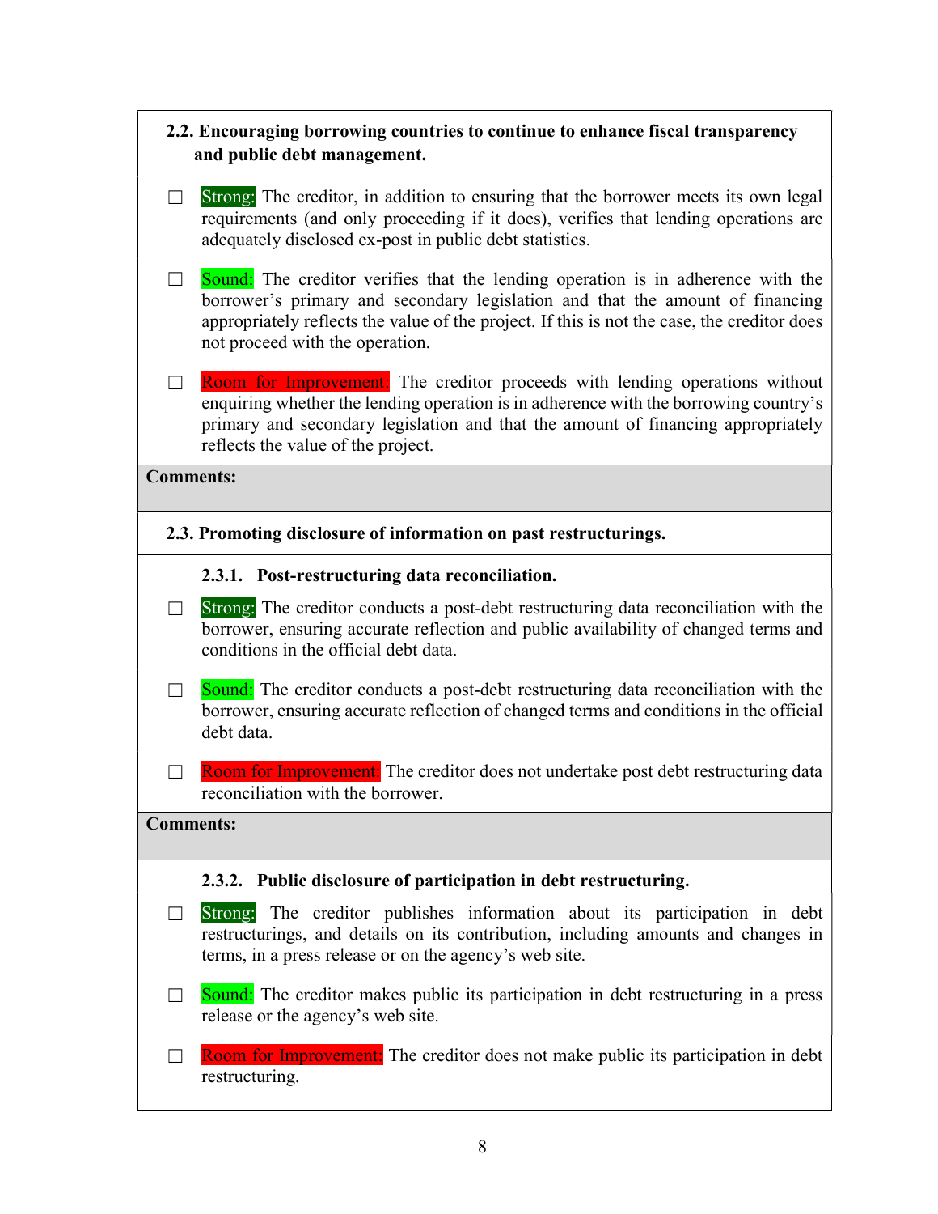**2.2. Encouraging borrowing countries to continue to enhance fiscal transparency and public debt management.**

- ☐ Strong: The creditor, in addition to ensuring that the borrower meets its own legal requirements (and only proceeding if it does), verifies that lending operations are adequately disclosed ex-post in public debt statistics.
- ☐ Sound: The creditor verifies that the lending operation is in adherence with the borrower's primary and secondary legislation and that the amount of financing appropriately reflects the value of the project. If this is not the case, the creditor does not proceed with the operation.
- ☐ Room for Improvement: The creditor proceeds with lending operations without enquiring whether the lending operation is in adherence with the borrowing country's primary and secondary legislation and that the amount of financing appropriately reflects the value of the project.

**Comments:**

**2.3. Promoting disclosure of information on past restructurings.**

**2.3.1. Post-restructuring data reconciliation.**

- ☐ Strong: The creditor conducts a post-debt restructuring data reconciliation with the borrower, ensuring accurate reflection and public availability of changed terms and conditions in the official debt data.
- ☐ Sound: The creditor conducts a post-debt restructuring data reconciliation with the borrower, ensuring accurate reflection of changed terms and conditions in the official debt data.
- ☐ Room for Improvement: The creditor does not undertake post debt restructuring data reconciliation with the borrower.

**Comments:**

**2.3.2. Public disclosure of participation in debt restructuring.**

- ☐ Strong: The creditor publishes information about its participation in debt restructurings, and details on its contribution, including amounts and changes in terms, in a press release or on the agency's web site.
- ☐ Sound: The creditor makes public its participation in debt restructuring in a press release or the agency's web site.
- ☐ Room for Improvement: The creditor does not make public its participation in debt restructuring.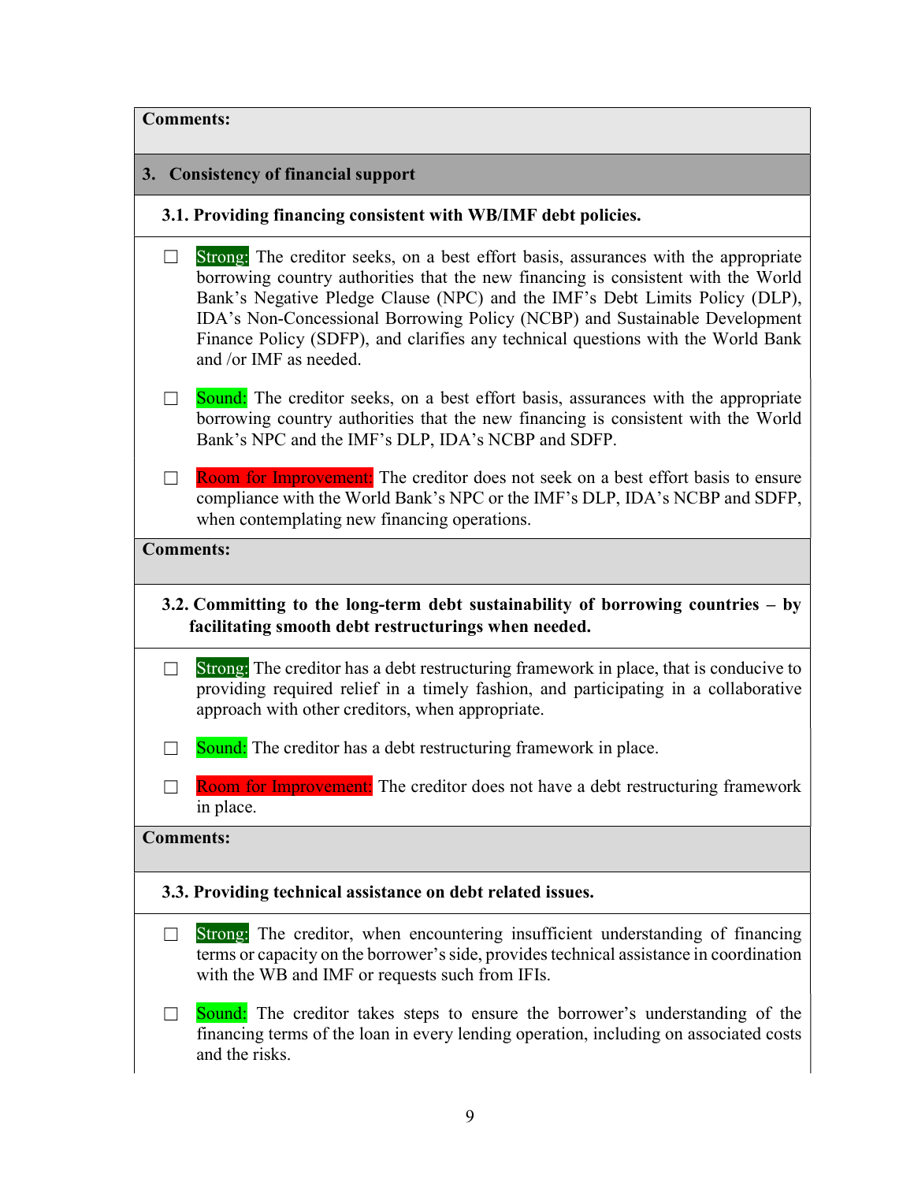**Comments:**

## 3. Consistency of financial support

### 3.1. Providing financing consistent with WB/IMF debt policies.

☐ Strong: The creditor seeks, on a best effort basis, assurances with the appropriate borrowing country authorities that the new financing is consistent with the World Bank's Negative Pledge Clause (NPC) and the IMF's Debt Limits Policy (DLP), IDA's Non-Concessional Borrowing Policy (NCBP) and Sustainable Development Finance Policy (SDFP), and clarifies any technical questions with the World Bank and /or IMF as needed.

☐ Sound: The creditor seeks, on a best effort basis, assurances with the appropriate borrowing country authorities that the new financing is consistent with the World Bank's NPC and the IMF's DLP, IDA's NCBP and SDFP.

☐ Room for Improvement: The creditor does not seek on a best effort basis to ensure compliance with the World Bank's NPC or the IMF's DLP, IDA's NCBP and SDFP, when contemplating new financing operations.

**Comments:**

### 3.2. Committing to the long-term debt sustainability of borrowing countries – by facilitating smooth debt restructurings when needed.

☐ Strong: The creditor has a debt restructuring framework in place, that is conducive to providing required relief in a timely fashion, and participating in a collaborative approach with other creditors, when appropriate.

☐ Sound: The creditor has a debt restructuring framework in place.

☐ Room for Improvement: The creditor does not have a debt restructuring framework in place.

**Comments:**

### 3.3. Providing technical assistance on debt related issues.

☐ Strong: The creditor, when encountering insufficient understanding of financing terms or capacity on the borrower's side, provides technical assistance in coordination with the WB and IMF or requests such from IFIs.

☐ Sound: The creditor takes steps to ensure the borrower's understanding of the financing terms of the loan in every lending operation, including on associated costs and the risks.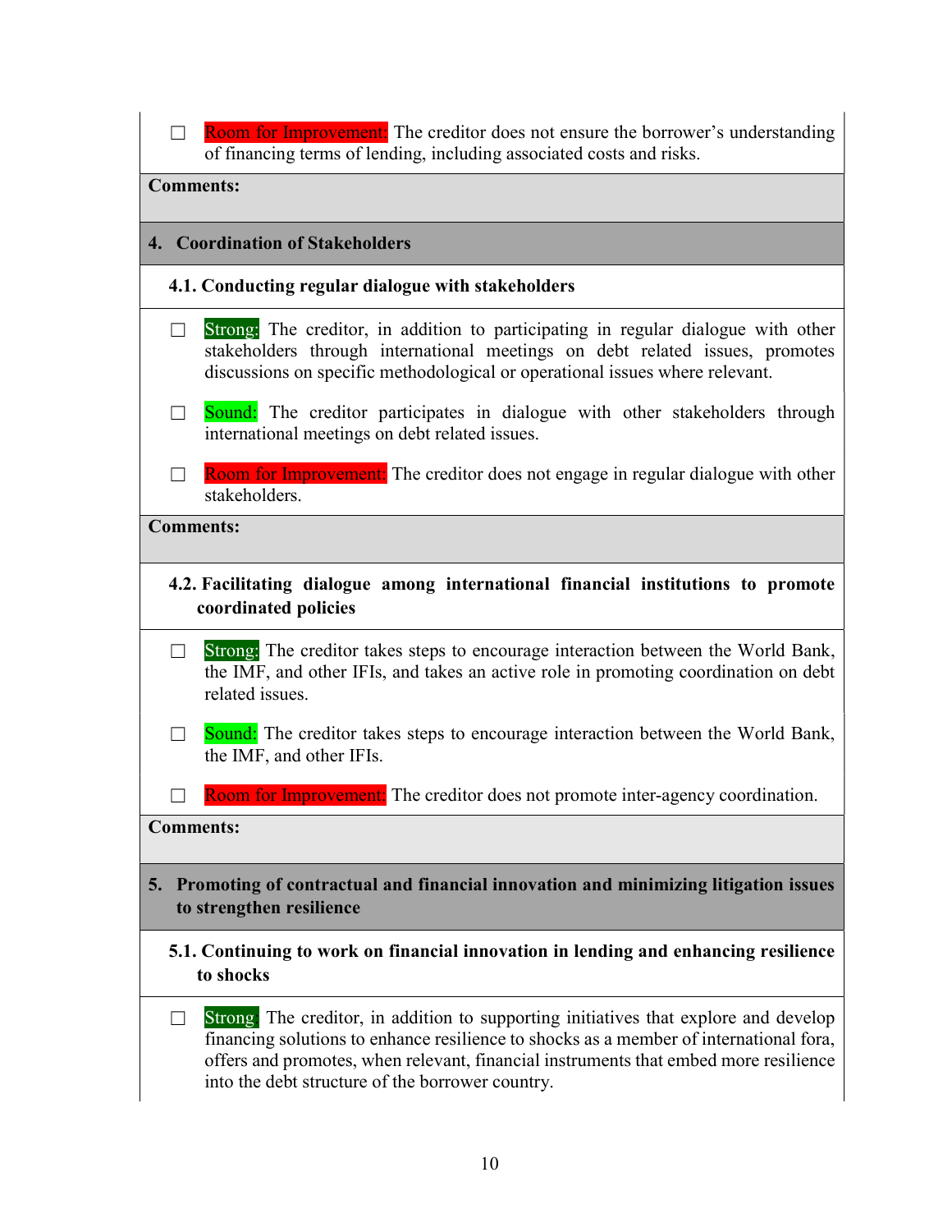☐ Room for Improvement: The creditor does not ensure the borrower's understanding of financing terms of lending, including associated costs and risks.

**Comments:**

## 4. Coordination of Stakeholders

### 4.1. Conducting regular dialogue with stakeholders

☐ Strong: The creditor, in addition to participating in regular dialogue with other stakeholders through international meetings on debt related issues, promotes discussions on specific methodological or operational issues where relevant.

☐ Sound: The creditor participates in dialogue with other stakeholders through international meetings on debt related issues.

☐ Room for Improvement: The creditor does not engage in regular dialogue with other stakeholders.

**Comments:**

### 4.2. Facilitating dialogue among international financial institutions to promote coordinated policies

☐ Strong: The creditor takes steps to encourage interaction between the World Bank, the IMF, and other IFIs, and takes an active role in promoting coordination on debt related issues.

☐ Sound: The creditor takes steps to encourage interaction between the World Bank, the IMF, and other IFIs.

☐ Room for Improvement: The creditor does not promote inter-agency coordination.

**Comments:**

## 5. Promoting of contractual and financial innovation and minimizing litigation issues to strengthen resilience

### 5.1. Continuing to work on financial innovation in lending and enhancing resilience to shocks

☐ Strong The creditor, in addition to supporting initiatives that explore and develop financing solutions to enhance resilience to shocks as a member of international fora, offers and promotes, when relevant, financial instruments that embed more resilience into the debt structure of the borrower country.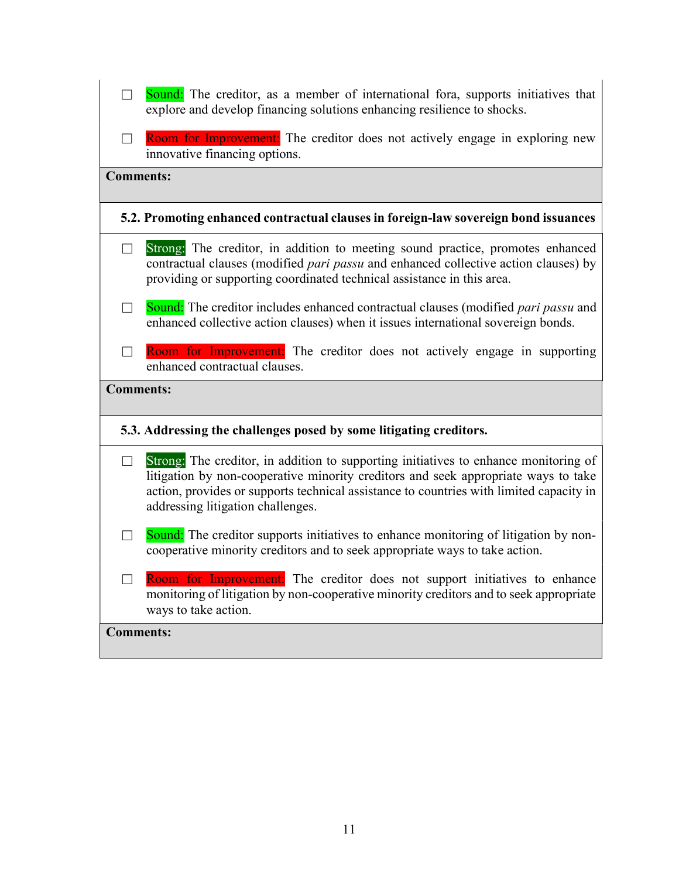☐ Sound: The creditor, as a member of international fora, supports initiatives that explore and develop financing solutions enhancing resilience to shocks.

☐ Room for Improvement: The creditor does not actively engage in exploring new innovative financing options.

**Comments:**

**5.2. Promoting enhanced contractual clauses in foreign-law sovereign bond issuances**

☐ Strong: The creditor, in addition to meeting sound practice, promotes enhanced contractual clauses (modified *pari passu* and enhanced collective action clauses) by providing or supporting coordinated technical assistance in this area.

☐ Sound: The creditor includes enhanced contractual clauses (modified *pari passu* and enhanced collective action clauses) when it issues international sovereign bonds.

☐ Room for Improvement: The creditor does not actively engage in supporting enhanced contractual clauses.

**Comments:**

**5.3. Addressing the challenges posed by some litigating creditors.**

☐ Strong: The creditor, in addition to supporting initiatives to enhance monitoring of litigation by non-cooperative minority creditors and seek appropriate ways to take action, provides or supports technical assistance to countries with limited capacity in addressing litigation challenges.

☐ Sound: The creditor supports initiatives to enhance monitoring of litigation by non-cooperative minority creditors and to seek appropriate ways to take action.

☐ Room for Improvement: The creditor does not support initiatives to enhance monitoring of litigation by non-cooperative minority creditors and to seek appropriate ways to take action.

**Comments:**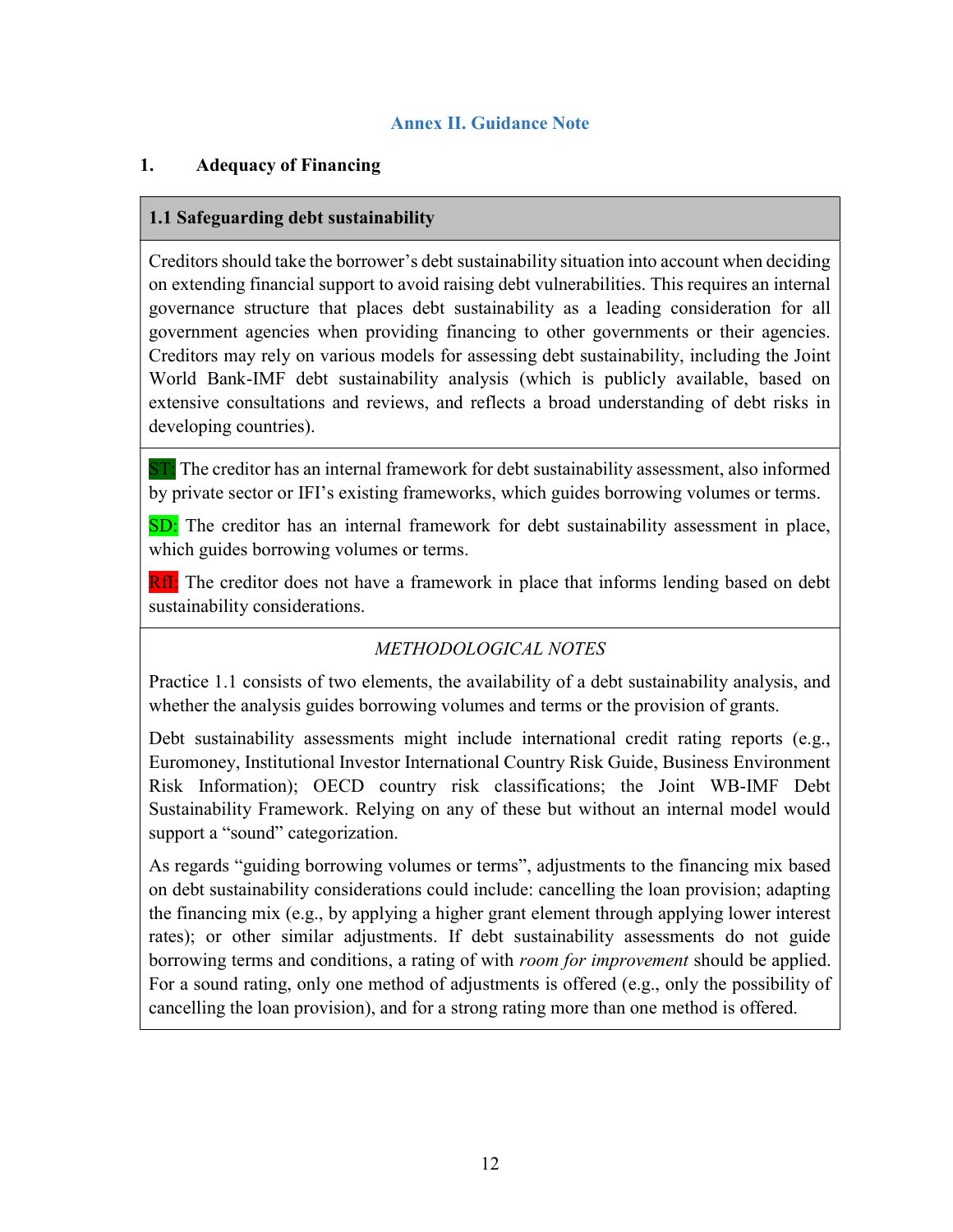## Annex II. Guidance Note

### 1. Adequacy of Financing

#### 1.1 Safeguarding debt sustainability

Creditors should take the borrower's debt sustainability situation into account when deciding on extending financial support to avoid raising debt vulnerabilities. This requires an internal governance structure that places debt sustainability as a leading consideration for all government agencies when providing financing to other governments or their agencies. Creditors may rely on various models for assessing debt sustainability, including the Joint World Bank-IMF debt sustainability analysis (which is publicly available, based on extensive consultations and reviews, and reflects a broad understanding of debt risks in developing countries).

ST: The creditor has an internal framework for debt sustainability assessment, also informed by private sector or IFI's existing frameworks, which guides borrowing volumes or terms.

SD: The creditor has an internal framework for debt sustainability assessment in place, which guides borrowing volumes or terms.

RfI: The creditor does not have a framework in place that informs lending based on debt sustainability considerations.

*METHODOLOGICAL NOTES*

Practice 1.1 consists of two elements, the availability of a debt sustainability analysis, and whether the analysis guides borrowing volumes and terms or the provision of grants.

Debt sustainability assessments might include international credit rating reports (e.g., Euromoney, Institutional Investor International Country Risk Guide, Business Environment Risk Information); OECD country risk classifications; the Joint WB-IMF Debt Sustainability Framework. Relying on any of these but without an internal model would support a "sound" categorization.

As regards "guiding borrowing volumes or terms", adjustments to the financing mix based on debt sustainability considerations could include: cancelling the loan provision; adapting the financing mix (e.g., by applying a higher grant element through applying lower interest rates); or other similar adjustments. If debt sustainability assessments do not guide borrowing terms and conditions, a rating of with *room for improvement* should be applied. For a sound rating, only one method of adjustments is offered (e.g., only the possibility of cancelling the loan provision), and for a strong rating more than one method is offered.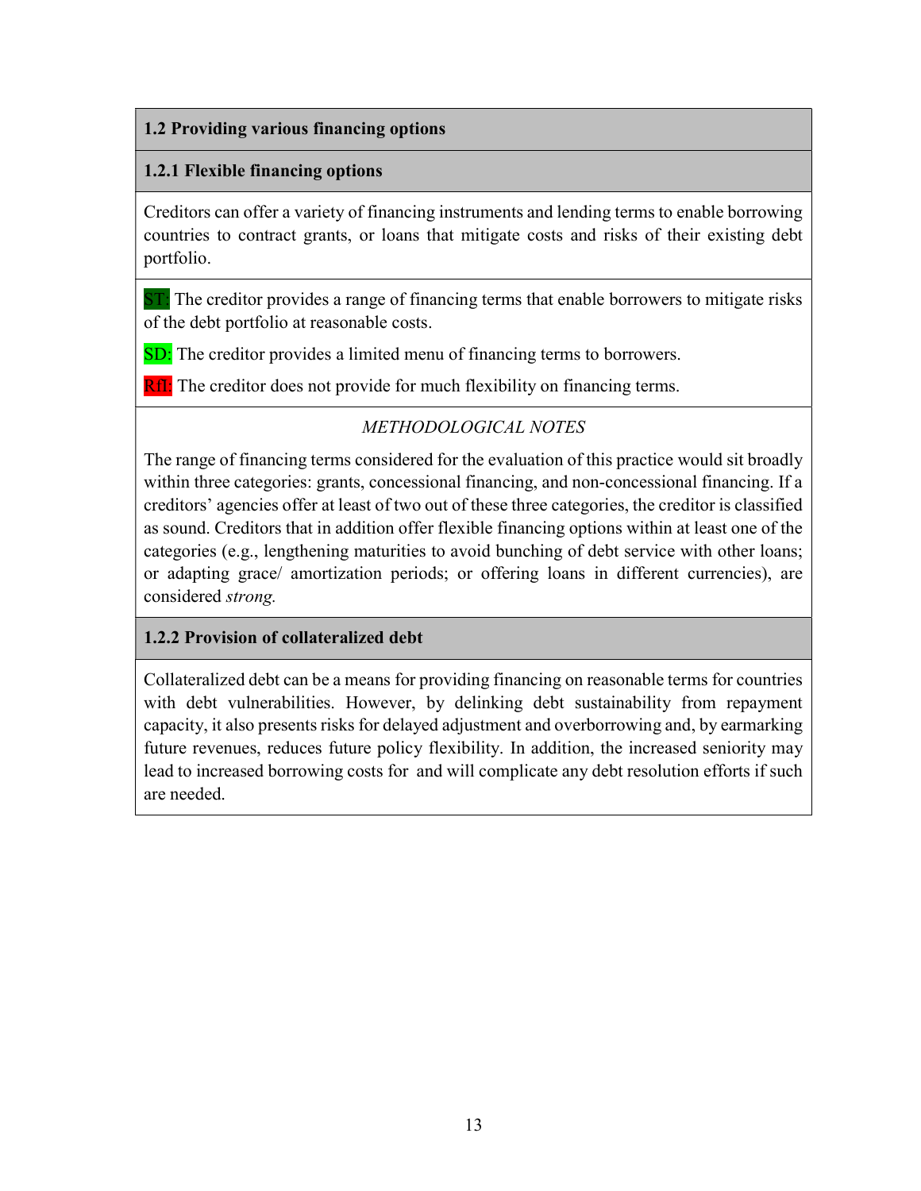### 1.2 Providing various financing options

#### 1.2.1 Flexible financing options

Creditors can offer a variety of financing instruments and lending terms to enable borrowing countries to contract grants, or loans that mitigate costs and risks of their existing debt portfolio.

ST: The creditor provides a range of financing terms that enable borrowers to mitigate risks of the debt portfolio at reasonable costs.

SD: The creditor provides a limited menu of financing terms to borrowers.

RfI: The creditor does not provide for much flexibility on financing terms.

*METHODOLOGICAL NOTES*

The range of financing terms considered for the evaluation of this practice would sit broadly within three categories: grants, concessional financing, and non-concessional financing. If a creditors' agencies offer at least of two out of these three categories, the creditor is classified as sound. Creditors that in addition offer flexible financing options within at least one of the categories (e.g., lengthening maturities to avoid bunching of debt service with other loans; or adapting grace/ amortization periods; or offering loans in different currencies), are considered *strong.*

#### 1.2.2 Provision of collateralized debt

Collateralized debt can be a means for providing financing on reasonable terms for countries with debt vulnerabilities. However, by delinking debt sustainability from repayment capacity, it also presents risks for delayed adjustment and overborrowing and, by earmarking future revenues, reduces future policy flexibility. In addition, the increased seniority may lead to increased borrowing costs for and will complicate any debt resolution efforts if such are needed.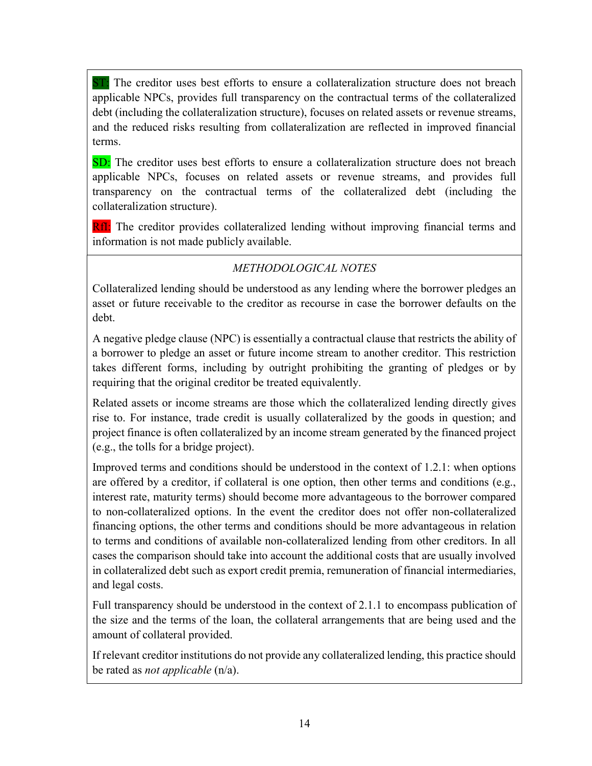**ST:** The creditor uses best efforts to ensure a collateralization structure does not breach applicable NPCs, provides full transparency on the contractual terms of the collateralized debt (including the collateralization structure), focuses on related assets or revenue streams, and the reduced risks resulting from collateralization are reflected in improved financial terms.

**SD:** The creditor uses best efforts to ensure a collateralization structure does not breach applicable NPCs, focuses on related assets or revenue streams, and provides full transparency on the contractual terms of the collateralized debt (including the collateralization structure).

**RfI:** The creditor provides collateralized lending without improving financial terms and information is not made publicly available.

*METHODOLOGICAL NOTES*

Collateralized lending should be understood as any lending where the borrower pledges an asset or future receivable to the creditor as recourse in case the borrower defaults on the debt.

A negative pledge clause (NPC) is essentially a contractual clause that restricts the ability of a borrower to pledge an asset or future income stream to another creditor. This restriction takes different forms, including by outright prohibiting the granting of pledges or by requiring that the original creditor be treated equivalently.

Related assets or income streams are those which the collateralized lending directly gives rise to. For instance, trade credit is usually collateralized by the goods in question; and project finance is often collateralized by an income stream generated by the financed project (e.g., the tolls for a bridge project).

Improved terms and conditions should be understood in the context of 1.2.1: when options are offered by a creditor, if collateral is one option, then other terms and conditions (e.g., interest rate, maturity terms) should become more advantageous to the borrower compared to non-collateralized options. In the event the creditor does not offer non-collateralized financing options, the other terms and conditions should be more advantageous in relation to terms and conditions of available non-collateralized lending from other creditors. In all cases the comparison should take into account the additional costs that are usually involved in collateralized debt such as export credit premia, remuneration of financial intermediaries, and legal costs.

Full transparency should be understood in the context of 2.1.1 to encompass publication of the size and the terms of the loan, the collateral arrangements that are being used and the amount of collateral provided.

If relevant creditor institutions do not provide any collateralized lending, this practice should be rated as *not applicable* (n/a).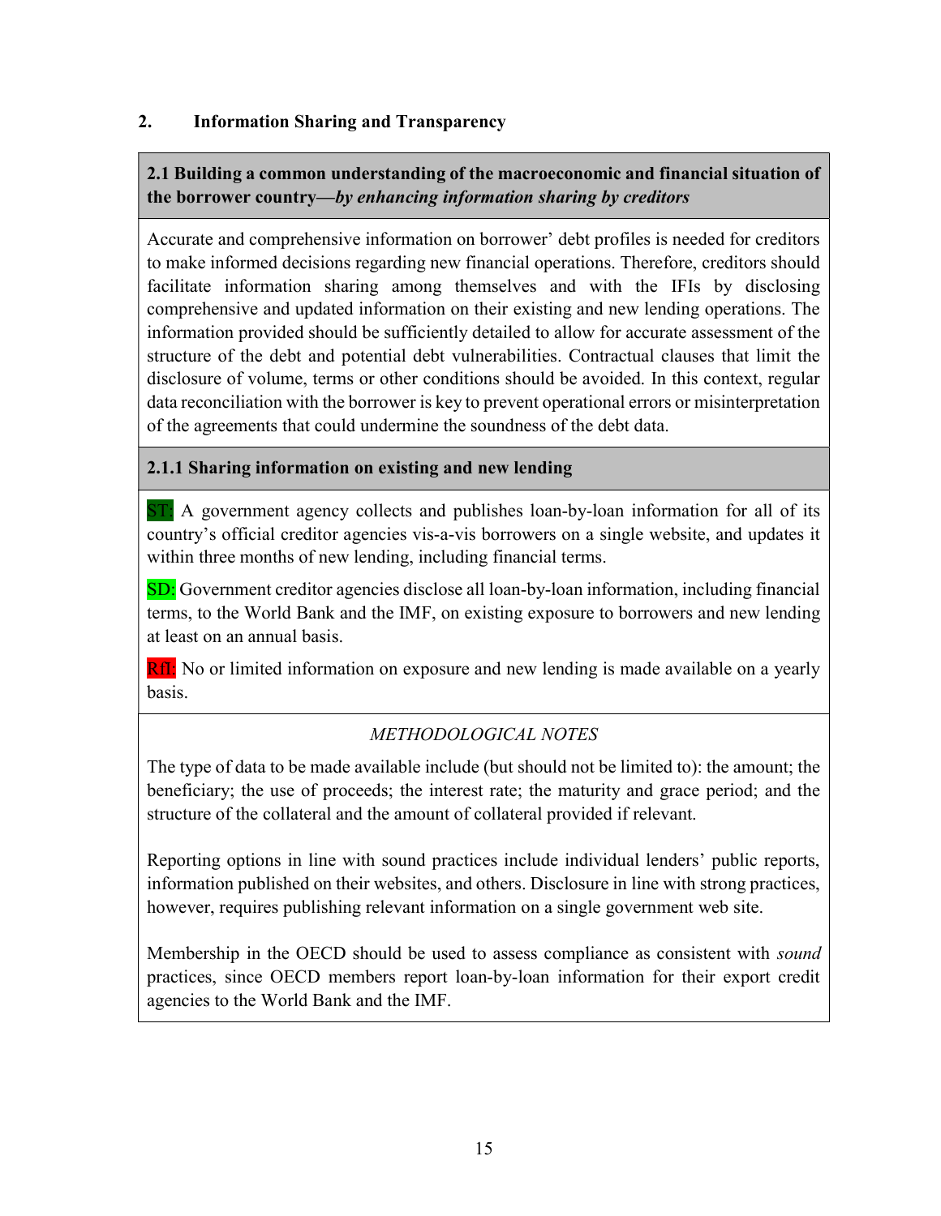## 2. Information Sharing and Transparency

**2.1 Building a common understanding of the macroeconomic and financial situation of the borrower country—*by enhancing information sharing by creditors***

Accurate and comprehensive information on borrower' debt profiles is needed for creditors to make informed decisions regarding new financial operations. Therefore, creditors should facilitate information sharing among themselves and with the IFIs by disclosing comprehensive and updated information on their existing and new lending operations. The information provided should be sufficiently detailed to allow for accurate assessment of the structure of the debt and potential debt vulnerabilities. Contractual clauses that limit the disclosure of volume, terms or other conditions should be avoided. In this context, regular data reconciliation with the borrower is key to prevent operational errors or misinterpretation of the agreements that could undermine the soundness of the debt data.

**2.1.1 Sharing information on existing and new lending**

ST: A government agency collects and publishes loan-by-loan information for all of its country's official creditor agencies vis-a-vis borrowers on a single website, and updates it within three months of new lending, including financial terms.

SD: Government creditor agencies disclose all loan-by-loan information, including financial terms, to the World Bank and the IMF, on existing exposure to borrowers and new lending at least on an annual basis.

RfI: No or limited information on exposure and new lending is made available on a yearly basis.

*METHODOLOGICAL NOTES*

The type of data to be made available include (but should not be limited to): the amount; the beneficiary; the use of proceeds; the interest rate; the maturity and grace period; and the structure of the collateral and the amount of collateral provided if relevant.

Reporting options in line with sound practices include individual lenders' public reports, information published on their websites, and others. Disclosure in line with strong practices, however, requires publishing relevant information on a single government web site.

Membership in the OECD should be used to assess compliance as consistent with *sound* practices, since OECD members report loan-by-loan information for their export credit agencies to the World Bank and the IMF.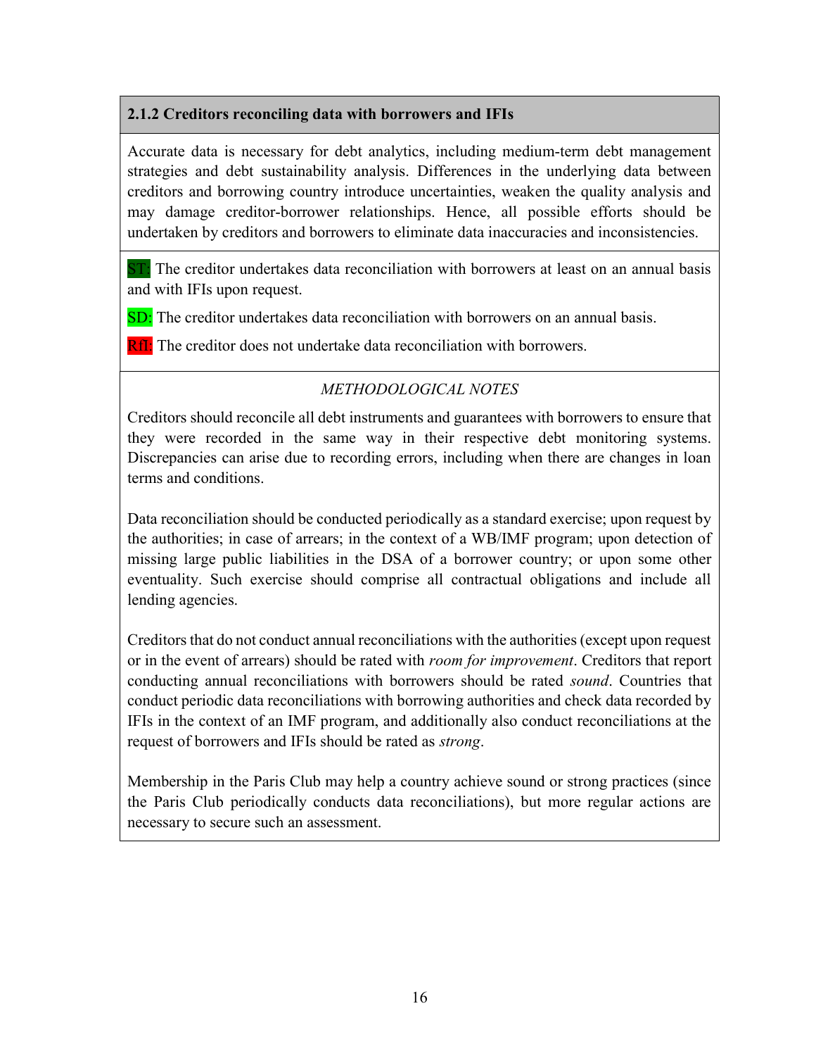### 2.1.2 Creditors reconciling data with borrowers and IFIs

Accurate data is necessary for debt analytics, including medium-term debt management strategies and debt sustainability analysis. Differences in the underlying data between creditors and borrowing country introduce uncertainties, weaken the quality analysis and may damage creditor-borrower relationships. Hence, all possible efforts should be undertaken by creditors and borrowers to eliminate data inaccuracies and inconsistencies.

ST: The creditor undertakes data reconciliation with borrowers at least on an annual basis and with IFIs upon request.

SD: The creditor undertakes data reconciliation with borrowers on an annual basis.

RfI: The creditor does not undertake data reconciliation with borrowers.

*METHODOLOGICAL NOTES*

Creditors should reconcile all debt instruments and guarantees with borrowers to ensure that they were recorded in the same way in their respective debt monitoring systems. Discrepancies can arise due to recording errors, including when there are changes in loan terms and conditions.

Data reconciliation should be conducted periodically as a standard exercise; upon request by the authorities; in case of arrears; in the context of a WB/IMF program; upon detection of missing large public liabilities in the DSA of a borrower country; or upon some other eventuality. Such exercise should comprise all contractual obligations and include all lending agencies.

Creditors that do not conduct annual reconciliations with the authorities (except upon request or in the event of arrears) should be rated with *room for improvement*. Creditors that report conducting annual reconciliations with borrowers should be rated *sound*. Countries that conduct periodic data reconciliations with borrowing authorities and check data recorded by IFIs in the context of an IMF program, and additionally also conduct reconciliations at the request of borrowers and IFIs should be rated as *strong*.

Membership in the Paris Club may help a country achieve sound or strong practices (since the Paris Club periodically conducts data reconciliations), but more regular actions are necessary to secure such an assessment.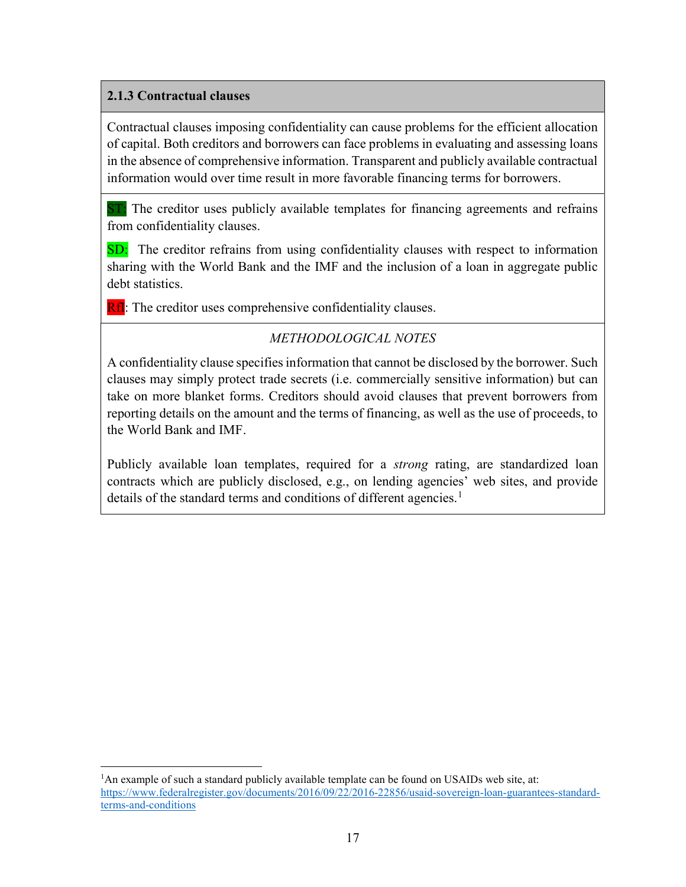### 2.1.3 Contractual clauses

Contractual clauses imposing confidentiality can cause problems for the efficient allocation of capital. Both creditors and borrowers can face problems in evaluating and assessing loans in the absence of comprehensive information. Transparent and publicly available contractual information would over time result in more favorable financing terms for borrowers.

ST: The creditor uses publicly available templates for financing agreements and refrains from confidentiality clauses.

SD: The creditor refrains from using confidentiality clauses with respect to information sharing with the World Bank and the IMF and the inclusion of a loan in aggregate public debt statistics.

RfI: The creditor uses comprehensive confidentiality clauses.

*METHODOLOGICAL NOTES*

A confidentiality clause specifies information that cannot be disclosed by the borrower. Such clauses may simply protect trade secrets (i.e. commercially sensitive information) but can take on more blanket forms. Creditors should avoid clauses that prevent borrowers from reporting details on the amount and the terms of financing, as well as the use of proceeds, to the World Bank and IMF.

Publicly available loan templates, required for a *strong* rating, are standardized loan contracts which are publicly disclosed, e.g., on lending agencies' web sites, and provide details of the standard terms and conditions of different agencies.[1]

[1]An example of such a standard publicly available template can be found on USAIDs web site, at: https://www.federalregister.gov/documents/2016/09/22/2016-22856/usaid-sovereign-loan-guarantees-standard-terms-and-conditions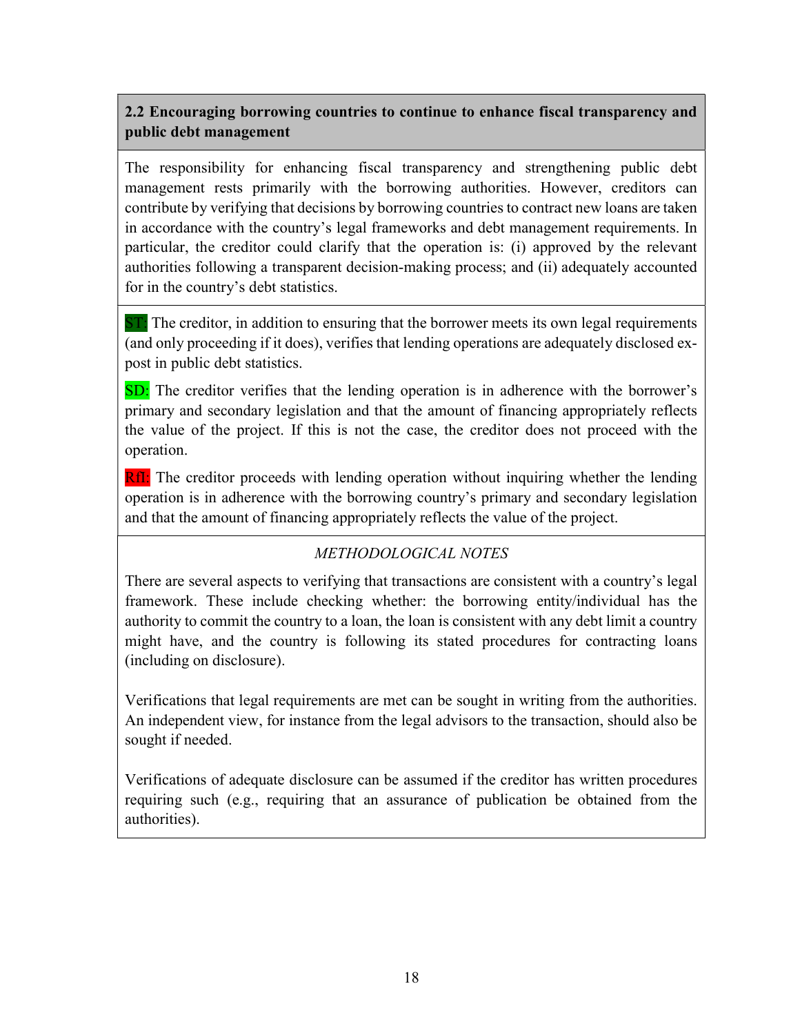### 2.2 Encouraging borrowing countries to continue to enhance fiscal transparency and public debt management

The responsibility for enhancing fiscal transparency and strengthening public debt management rests primarily with the borrowing authorities. However, creditors can contribute by verifying that decisions by borrowing countries to contract new loans are taken in accordance with the country's legal frameworks and debt management requirements. In particular, the creditor could clarify that the operation is: (i) approved by the relevant authorities following a transparent decision-making process; and (ii) adequately accounted for in the country's debt statistics.

ST: The creditor, in addition to ensuring that the borrower meets its own legal requirements (and only proceeding if it does), verifies that lending operations are adequately disclosed ex-post in public debt statistics.

SD: The creditor verifies that the lending operation is in adherence with the borrower's primary and secondary legislation and that the amount of financing appropriately reflects the value of the project. If this is not the case, the creditor does not proceed with the operation.

RfI: The creditor proceeds with lending operation without inquiring whether the lending operation is in adherence with the borrowing country's primary and secondary legislation and that the amount of financing appropriately reflects the value of the project.

*METHODOLOGICAL NOTES*

There are several aspects to verifying that transactions are consistent with a country's legal framework. These include checking whether: the borrowing entity/individual has the authority to commit the country to a loan, the loan is consistent with any debt limit a country might have, and the country is following its stated procedures for contracting loans (including on disclosure).

Verifications that legal requirements are met can be sought in writing from the authorities. An independent view, for instance from the legal advisors to the transaction, should also be sought if needed.

Verifications of adequate disclosure can be assumed if the creditor has written procedures requiring such (e.g., requiring that an assurance of publication be obtained from the authorities).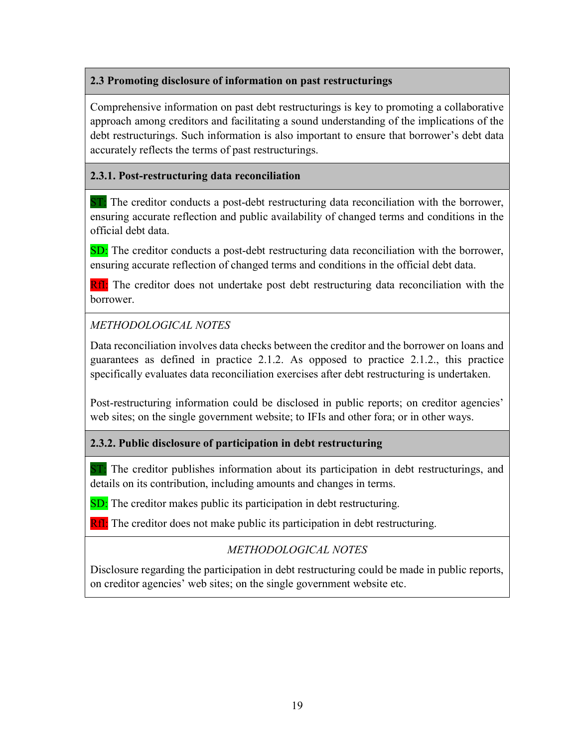## 2.3 Promoting disclosure of information on past restructurings

Comprehensive information on past debt restructurings is key to promoting a collaborative approach among creditors and facilitating a sound understanding of the implications of the debt restructurings. Such information is also important to ensure that borrower's debt data accurately reflects the terms of past restructurings.

### 2.3.1. Post-restructuring data reconciliation

ST: The creditor conducts a post-debt restructuring data reconciliation with the borrower, ensuring accurate reflection and public availability of changed terms and conditions in the official debt data.

SD: The creditor conducts a post-debt restructuring data reconciliation with the borrower, ensuring accurate reflection of changed terms and conditions in the official debt data.

RfI: The creditor does not undertake post debt restructuring data reconciliation with the borrower.

*METHODOLOGICAL NOTES*

Data reconciliation involves data checks between the creditor and the borrower on loans and guarantees as defined in practice 2.1.2. As opposed to practice 2.1.2., this practice specifically evaluates data reconciliation exercises after debt restructuring is undertaken.

Post-restructuring information could be disclosed in public reports; on creditor agencies' web sites; on the single government website; to IFIs and other fora; or in other ways.

### 2.3.2. Public disclosure of participation in debt restructuring

ST: The creditor publishes information about its participation in debt restructurings, and details on its contribution, including amounts and changes in terms.

SD: The creditor makes public its participation in debt restructuring.

RfI: The creditor does not make public its participation in debt restructuring.

*METHODOLOGICAL NOTES*

Disclosure regarding the participation in debt restructuring could be made in public reports, on creditor agencies' web sites; on the single government website etc.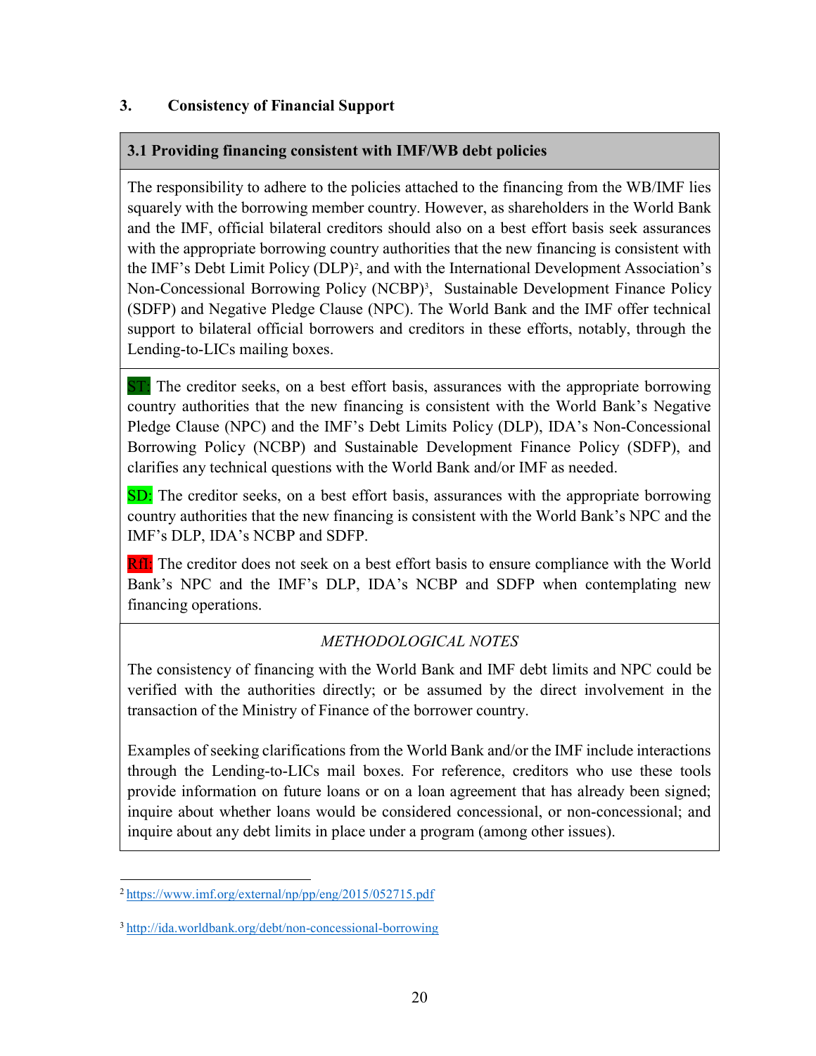## 3. Consistency of Financial Support

### 3.1 Providing financing consistent with IMF/WB debt policies

The responsibility to adhere to the policies attached to the financing from the WB/IMF lies squarely with the borrowing member country. However, as shareholders in the World Bank and the IMF, official bilateral creditors should also on a best effort basis seek assurances with the appropriate borrowing country authorities that the new financing is consistent with the IMF's Debt Limit Policy (DLP)[2], and with the International Development Association's Non-Concessional Borrowing Policy (NCBP)[3], Sustainable Development Finance Policy (SDFP) and Negative Pledge Clause (NPC). The World Bank and the IMF offer technical support to bilateral official borrowers and creditors in these efforts, notably, through the Lending-to-LICs mailing boxes.

ST: The creditor seeks, on a best effort basis, assurances with the appropriate borrowing country authorities that the new financing is consistent with the World Bank's Negative Pledge Clause (NPC) and the IMF's Debt Limits Policy (DLP), IDA's Non-Concessional Borrowing Policy (NCBP) and Sustainable Development Finance Policy (SDFP), and clarifies any technical questions with the World Bank and/or IMF as needed.

SD: The creditor seeks, on a best effort basis, assurances with the appropriate borrowing country authorities that the new financing is consistent with the World Bank's NPC and the IMF's DLP, IDA's NCBP and SDFP.

RfI: The creditor does not seek on a best effort basis to ensure compliance with the World Bank's NPC and the IMF's DLP, IDA's NCBP and SDFP when contemplating new financing operations.

*METHODOLOGICAL NOTES*

The consistency of financing with the World Bank and IMF debt limits and NPC could be verified with the authorities directly; or be assumed by the direct involvement in the transaction of the Ministry of Finance of the borrower country.

Examples of seeking clarifications from the World Bank and/or the IMF include interactions through the Lending-to-LICs mail boxes. For reference, creditors who use these tools provide information on future loans or on a loan agreement that has already been signed; inquire about whether loans would be considered concessional, or non-concessional; and inquire about any debt limits in place under a program (among other issues).

---

[2] https://www.imf.org/external/np/pp/eng/2015/052715.pdf

[3] http://ida.worldbank.org/debt/non-concessional-borrowing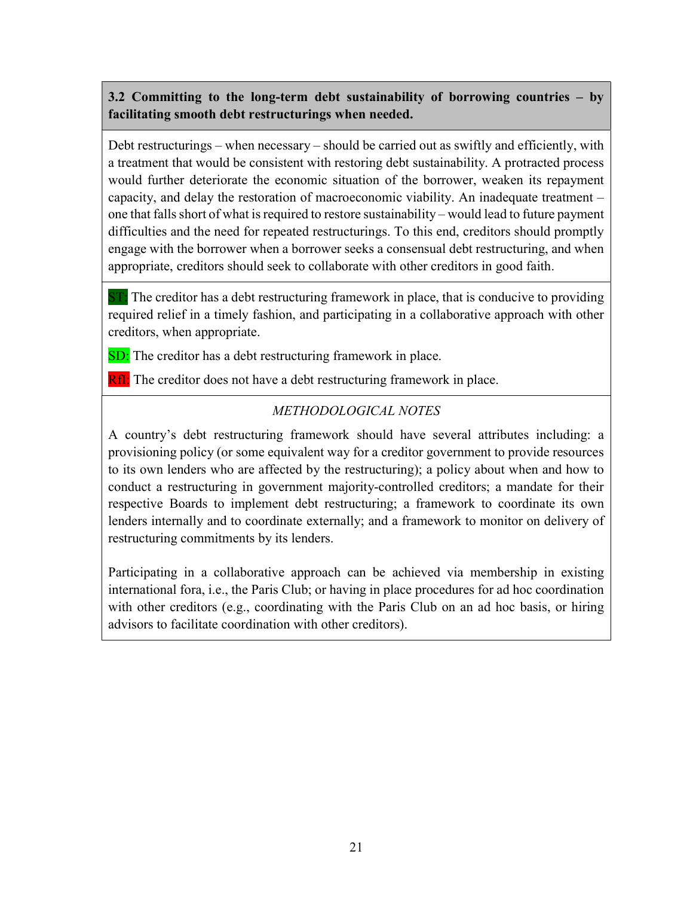**3.2 Committing to the long-term debt sustainability of borrowing countries – by facilitating smooth debt restructurings when needed.**

Debt restructurings – when necessary – should be carried out as swiftly and efficiently, with a treatment that would be consistent with restoring debt sustainability. A protracted process would further deteriorate the economic situation of the borrower, weaken its repayment capacity, and delay the restoration of macroeconomic viability. An inadequate treatment – one that falls short of what is required to restore sustainability – would lead to future payment difficulties and the need for repeated restructurings. To this end, creditors should promptly engage with the borrower when a borrower seeks a consensual debt restructuring, and when appropriate, creditors should seek to collaborate with other creditors in good faith.

ST: The creditor has a debt restructuring framework in place, that is conducive to providing required relief in a timely fashion, and participating in a collaborative approach with other creditors, when appropriate.

SD: The creditor has a debt restructuring framework in place.

RfI: The creditor does not have a debt restructuring framework in place.

*METHODOLOGICAL NOTES*

A country's debt restructuring framework should have several attributes including: a provisioning policy (or some equivalent way for a creditor government to provide resources to its own lenders who are affected by the restructuring); a policy about when and how to conduct a restructuring in government majority-controlled creditors; a mandate for their respective Boards to implement debt restructuring; a framework to coordinate its own lenders internally and to coordinate externally; and a framework to monitor on delivery of restructuring commitments by its lenders.

Participating in a collaborative approach can be achieved via membership in existing international fora, i.e., the Paris Club; or having in place procedures for ad hoc coordination with other creditors (e.g., coordinating with the Paris Club on an ad hoc basis, or hiring advisors to facilitate coordination with other creditors).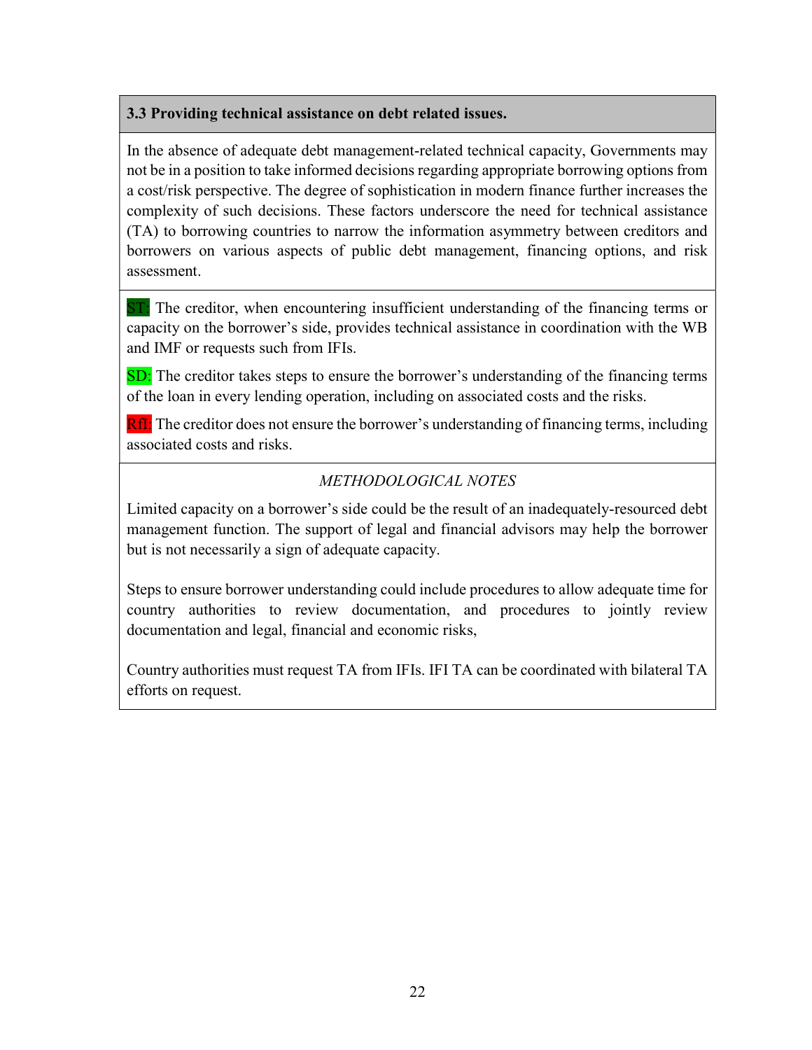### 3.3 Providing technical assistance on debt related issues.

In the absence of adequate debt management-related technical capacity, Governments may not be in a position to take informed decisions regarding appropriate borrowing options from a cost/risk perspective. The degree of sophistication in modern finance further increases the complexity of such decisions. These factors underscore the need for technical assistance (TA) to borrowing countries to narrow the information asymmetry between creditors and borrowers on various aspects of public debt management, financing options, and risk assessment.

ST: The creditor, when encountering insufficient understanding of the financing terms or capacity on the borrower's side, provides technical assistance in coordination with the WB and IMF or requests such from IFIs.

SD: The creditor takes steps to ensure the borrower's understanding of the financing terms of the loan in every lending operation, including on associated costs and the risks.

RfI: The creditor does not ensure the borrower's understanding of financing terms, including associated costs and risks.

*METHODOLOGICAL NOTES*

Limited capacity on a borrower's side could be the result of an inadequately-resourced debt management function. The support of legal and financial advisors may help the borrower but is not necessarily a sign of adequate capacity.

Steps to ensure borrower understanding could include procedures to allow adequate time for country authorities to review documentation, and procedures to jointly review documentation and legal, financial and economic risks,

Country authorities must request TA from IFIs. IFI TA can be coordinated with bilateral TA efforts on request.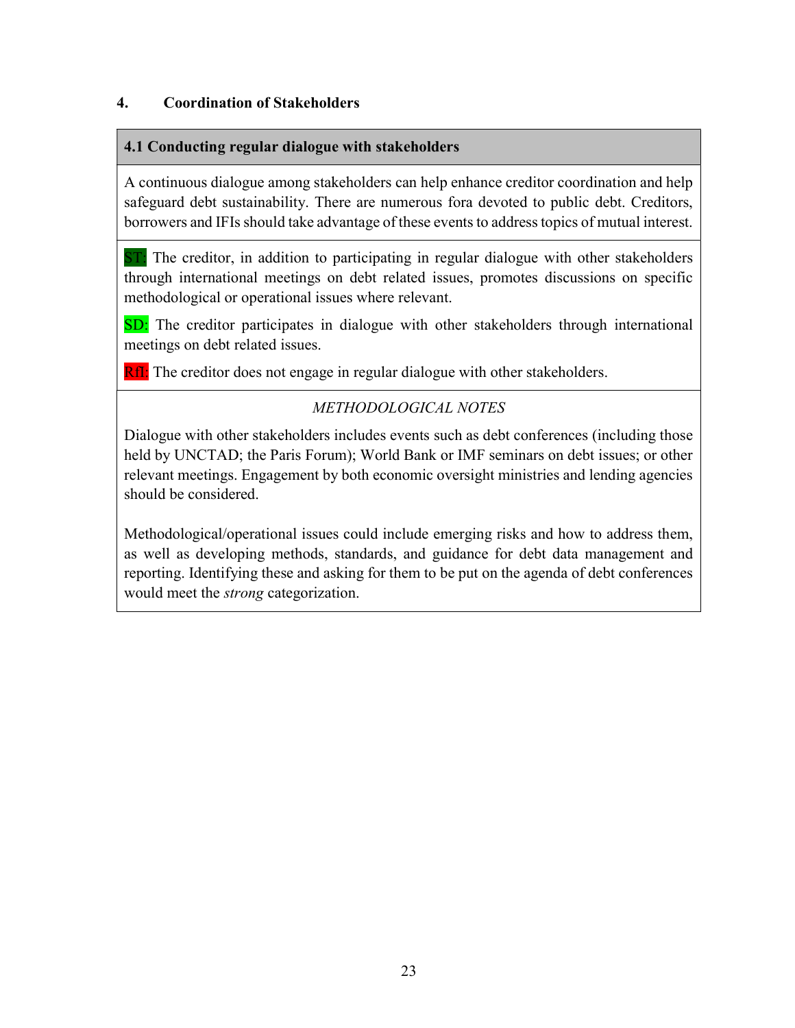## 4. Coordination of Stakeholders

**4.1 Conducting regular dialogue with stakeholders**

A continuous dialogue among stakeholders can help enhance creditor coordination and help safeguard debt sustainability. There are numerous fora devoted to public debt. Creditors, borrowers and IFIs should take advantage of these events to address topics of mutual interest.

ST: The creditor, in addition to participating in regular dialogue with other stakeholders through international meetings on debt related issues, promotes discussions on specific methodological or operational issues where relevant.

SD: The creditor participates in dialogue with other stakeholders through international meetings on debt related issues.

RfI: The creditor does not engage in regular dialogue with other stakeholders.

*METHODOLOGICAL NOTES*

Dialogue with other stakeholders includes events such as debt conferences (including those held by UNCTAD; the Paris Forum); World Bank or IMF seminars on debt issues; or other relevant meetings. Engagement by both economic oversight ministries and lending agencies should be considered.

Methodological/operational issues could include emerging risks and how to address them, as well as developing methods, standards, and guidance for debt data management and reporting. Identifying these and asking for them to be put on the agenda of debt conferences would meet the *strong* categorization.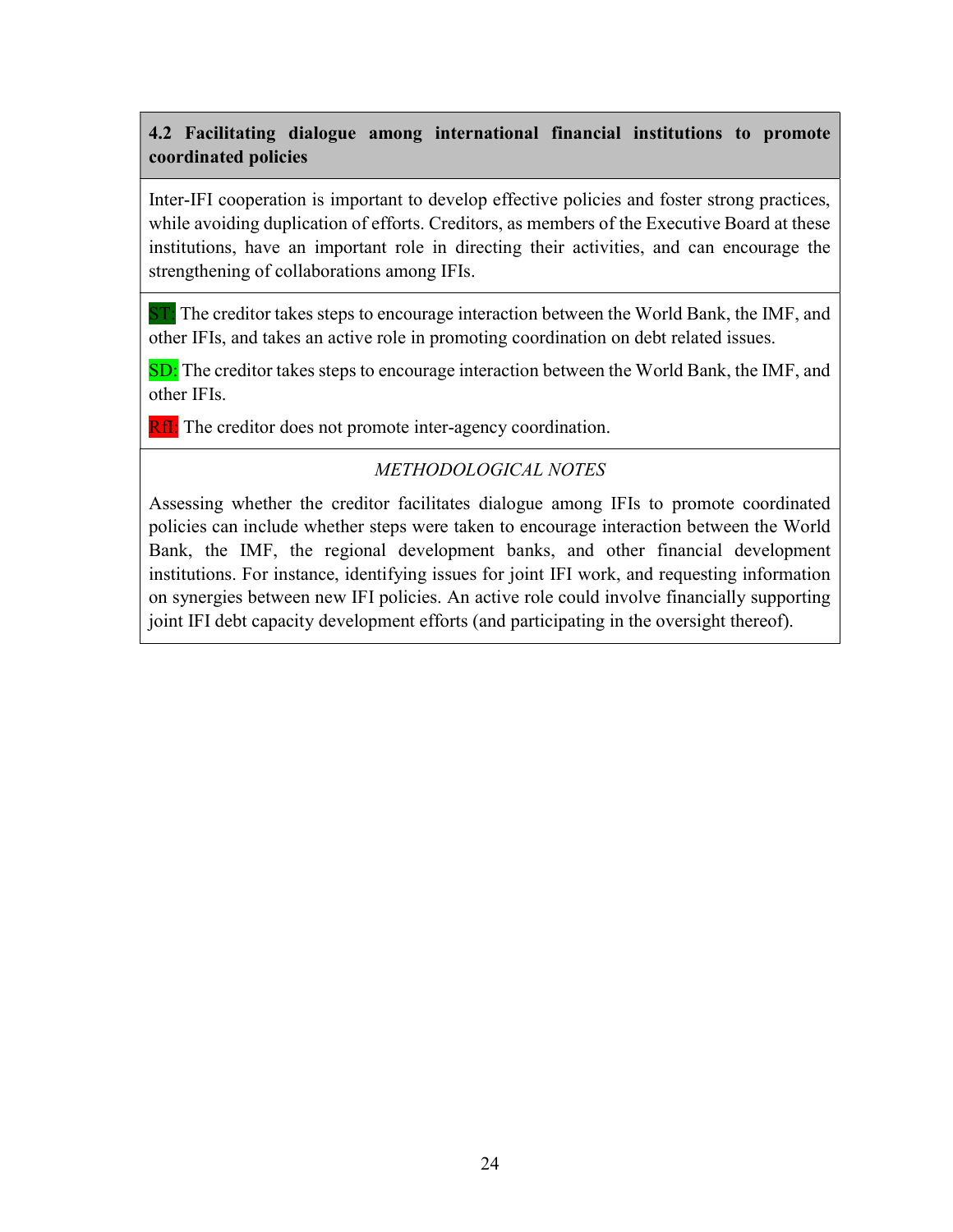### 4.2 Facilitating dialogue among international financial institutions to promote coordinated policies

Inter-IFI cooperation is important to develop effective policies and foster strong practices, while avoiding duplication of efforts. Creditors, as members of the Executive Board at these institutions, have an important role in directing their activities, and can encourage the strengthening of collaborations among IFIs.

ST: The creditor takes steps to encourage interaction between the World Bank, the IMF, and other IFIs, and takes an active role in promoting coordination on debt related issues.

SD: The creditor takes steps to encourage interaction between the World Bank, the IMF, and other IFIs.

RfI: The creditor does not promote inter-agency coordination.

*METHODOLOGICAL NOTES*

Assessing whether the creditor facilitates dialogue among IFIs to promote coordinated policies can include whether steps were taken to encourage interaction between the World Bank, the IMF, the regional development banks, and other financial development institutions. For instance, identifying issues for joint IFI work, and requesting information on synergies between new IFI policies. An active role could involve financially supporting joint IFI debt capacity development efforts (and participating in the oversight thereof).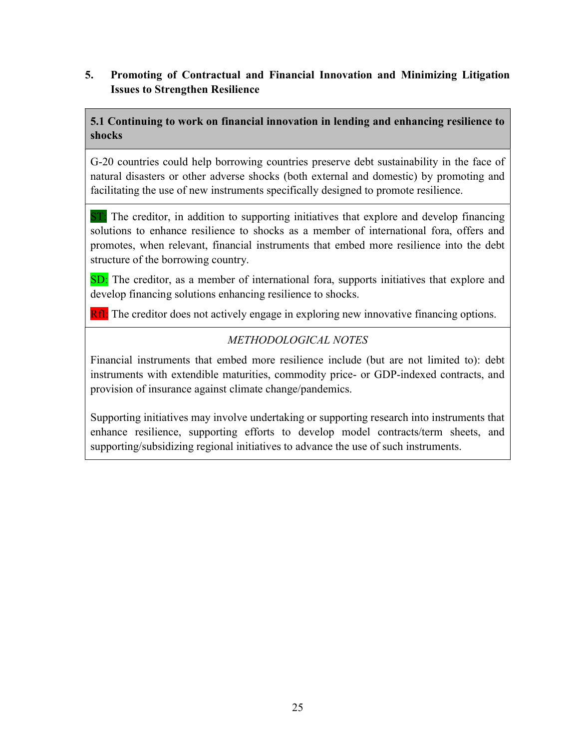## 5. Promoting of Contractual and Financial Innovation and Minimizing Litigation Issues to Strengthen Resilience

### 5.1 Continuing to work on financial innovation in lending and enhancing resilience to shocks

G-20 countries could help borrowing countries preserve debt sustainability in the face of natural disasters or other adverse shocks (both external and domestic) by promoting and facilitating the use of new instruments specifically designed to promote resilience.

ST: The creditor, in addition to supporting initiatives that explore and develop financing solutions to enhance resilience to shocks as a member of international fora, offers and promotes, when relevant, financial instruments that embed more resilience into the debt structure of the borrowing country.

SD: The creditor, as a member of international fora, supports initiatives that explore and develop financing solutions enhancing resilience to shocks.

RfI: The creditor does not actively engage in exploring new innovative financing options.

*METHODOLOGICAL NOTES*

Financial instruments that embed more resilience include (but are not limited to): debt instruments with extendible maturities, commodity price- or GDP-indexed contracts, and provision of insurance against climate change/pandemics.

Supporting initiatives may involve undertaking or supporting research into instruments that enhance resilience, supporting efforts to develop model contracts/term sheets, and supporting/subsidizing regional initiatives to advance the use of such instruments.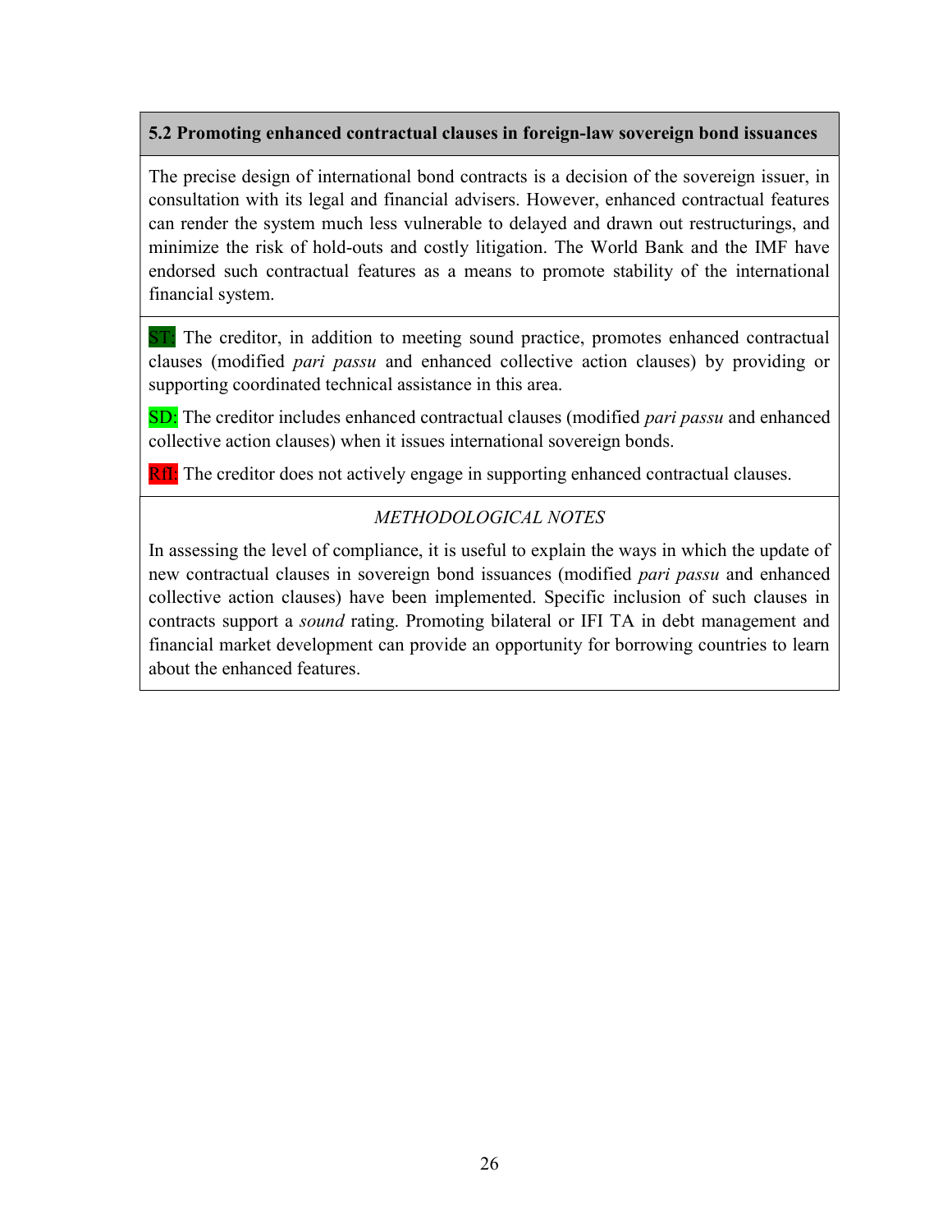### 5.2 Promoting enhanced contractual clauses in foreign-law sovereign bond issuances

The precise design of international bond contracts is a decision of the sovereign issuer, in consultation with its legal and financial advisers. However, enhanced contractual features can render the system much less vulnerable to delayed and drawn out restructurings, and minimize the risk of hold-outs and costly litigation. The World Bank and the IMF have endorsed such contractual features as a means to promote stability of the international financial system.

ST: The creditor, in addition to meeting sound practice, promotes enhanced contractual clauses (modified *pari passu* and enhanced collective action clauses) by providing or supporting coordinated technical assistance in this area.

SD: The creditor includes enhanced contractual clauses (modified *pari passu* and enhanced collective action clauses) when it issues international sovereign bonds.

RfI: The creditor does not actively engage in supporting enhanced contractual clauses.

*METHODOLOGICAL NOTES*

In assessing the level of compliance, it is useful to explain the ways in which the update of new contractual clauses in sovereign bond issuances (modified *pari passu* and enhanced collective action clauses) have been implemented. Specific inclusion of such clauses in contracts support a *sound* rating. Promoting bilateral or IFI TA in debt management and financial market development can provide an opportunity for borrowing countries to learn about the enhanced features.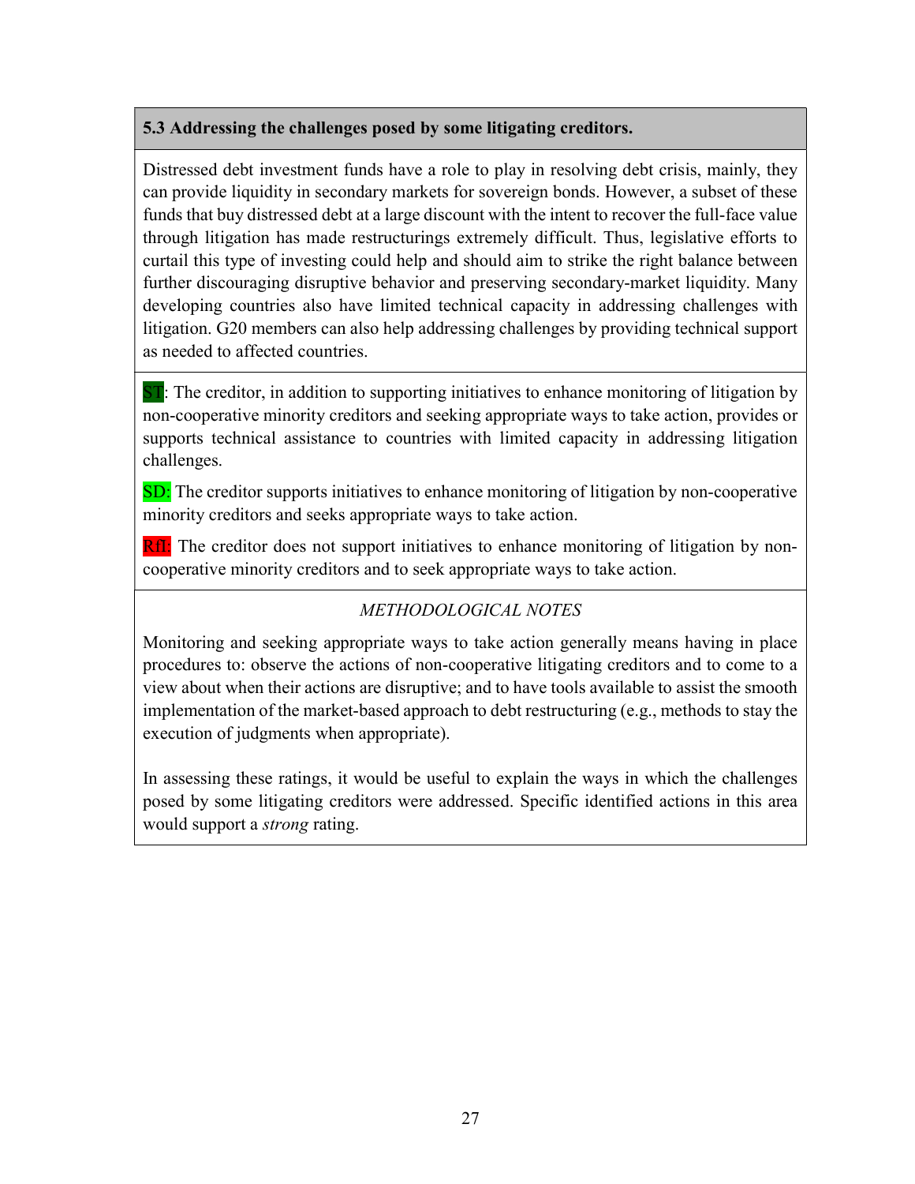### 5.3 Addressing the challenges posed by some litigating creditors.

Distressed debt investment funds have a role to play in resolving debt crisis, mainly, they can provide liquidity in secondary markets for sovereign bonds. However, a subset of these funds that buy distressed debt at a large discount with the intent to recover the full-face value through litigation has made restructurings extremely difficult. Thus, legislative efforts to curtail this type of investing could help and should aim to strike the right balance between further discouraging disruptive behavior and preserving secondary-market liquidity. Many developing countries also have limited technical capacity in addressing challenges with litigation. G20 members can also help addressing challenges by providing technical support as needed to affected countries.

ST: The creditor, in addition to supporting initiatives to enhance monitoring of litigation by non-cooperative minority creditors and seeking appropriate ways to take action, provides or supports technical assistance to countries with limited capacity in addressing litigation challenges.

SD: The creditor supports initiatives to enhance monitoring of litigation by non-cooperative minority creditors and seeks appropriate ways to take action.

RfI: The creditor does not support initiatives to enhance monitoring of litigation by non-cooperative minority creditors and to seek appropriate ways to take action.

*METHODOLOGICAL NOTES*

Monitoring and seeking appropriate ways to take action generally means having in place procedures to: observe the actions of non-cooperative litigating creditors and to come to a view about when their actions are disruptive; and to have tools available to assist the smooth implementation of the market-based approach to debt restructuring (e.g., methods to stay the execution of judgments when appropriate).

In assessing these ratings, it would be useful to explain the ways in which the challenges posed by some litigating creditors were addressed. Specific identified actions in this area would support a *strong* rating.